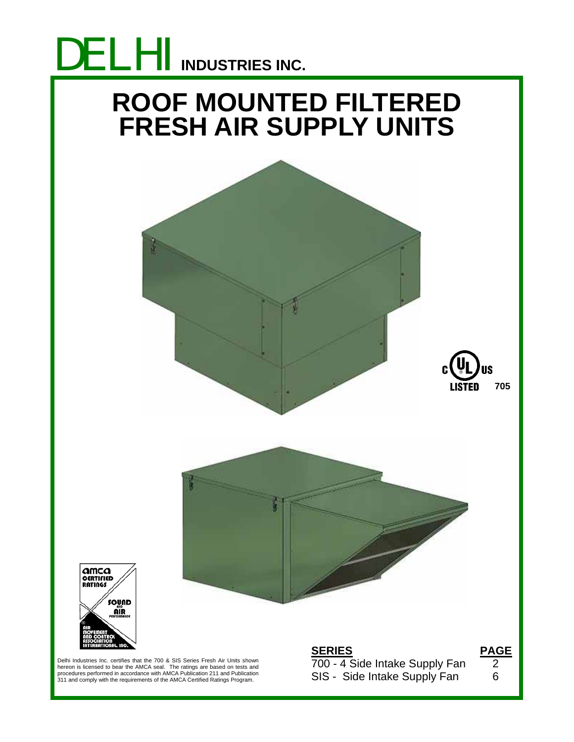# DELHI INDUSTRIES INC.

# ROOF MOUNTED FILTERED FRESH AIR SUPPLY UNITS

c UL us LISTED 705

amca CERTIFIED RATINGS SOUND AND AIR PERFORMANCE

AIR MOVEMENT AND CONTROL ASSOCIATION INTERNATIONAL, INC.

Delhi Industries Inc. certifies that the 700 & SIS Series Fresh Air Units shown hereon is licensed to bear the AMCA seal. The ratings are based on tests and procedures performed in accordance with AMCA Publication 211 and Publication 311 and comply with the requirements of the AMCA Certified Ratings Program.

| SERIES | PAGE |
|---|---|
| 700 - 4 Side Intake Supply Fan | 2 |
| SIS - Side Intake Supply Fan | 6 |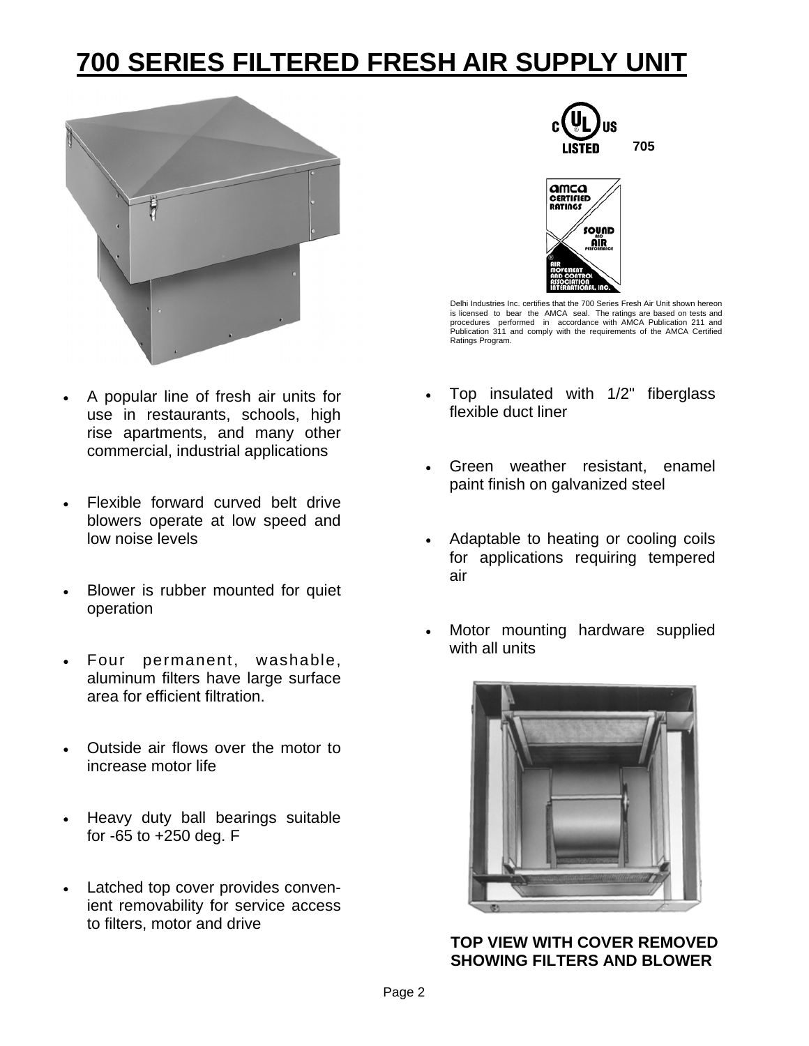# 700 SERIES FILTERED FRESH AIR SUPPLY UNIT

c UL us LISTED 705

Delhi Industries Inc. certifies that the 700 Series Fresh Air Unit shown hereon is licensed to bear the AMCA seal. The ratings are based on tests and procedures performed in accordance with AMCA Publication 211 and Publication 311 and comply with the requirements of the AMCA Certified Ratings Program.

- A popular line of fresh air units for use in restaurants, schools, high rise apartments, and many other commercial, industrial applications
- Flexible forward curved belt drive blowers operate at low speed and low noise levels
- Blower is rubber mounted for quiet operation
- Four permanent, washable, aluminum filters have large surface area for efficient filtration.
- Outside air flows over the motor to increase motor life
- Heavy duty ball bearings suitable for -65 to +250 deg. F
- Latched top cover provides convenient removability for service access to filters, motor and drive
- Top insulated with 1/2" fiberglass flexible duct liner
- Green weather resistant, enamel paint finish on galvanized steel
- Adaptable to heating or cooling coils for applications requiring tempered air
- Motor mounting hardware supplied with all units

**TOP VIEW WITH COVER REMOVED SHOWING FILTERS AND BLOWER**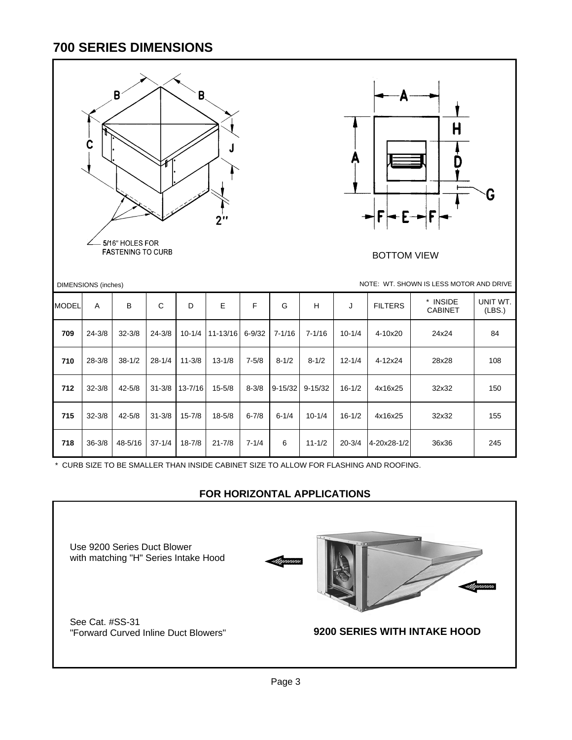## 700 SERIES DIMENSIONS

5/16" HOLES FOR FASTENING TO CURB

BOTTOM VIEW

DIMENSIONS (inches)

NOTE: WT. SHOWN IS LESS MOTOR AND DRIVE

| MODEL | A | B | C | D | E | F | G | H | J | FILTERS | * INSIDE CABINET | UNIT WT. (LBS.) |
|---|---|---|---|---|---|---|---|---|---|---|---|---|
| **709** | 24-3/8 | 32-3/8 | 24-3/8 | 10-1/4 | 11-13/16 | 6-9/32 | 7-1/16 | 7-1/16 | 10-1/4 | 4-10x20 | 24x24 | 84 |
| **710** | 28-3/8 | 38-1/2 | 28-1/4 | 11-3/8 | 13-1/8 | 7-5/8 | 8-1/2 | 8-1/2 | 12-1/4 | 4-12x24 | 28x28 | 108 |
| **712** | 32-3/8 | 42-5/8 | 31-3/8 | 13-7/16 | 15-5/8 | 8-3/8 | 9-15/32 | 9-15/32 | 16-1/2 | 4x16x25 | 32x32 | 150 |
| **715** | 32-3/8 | 42-5/8 | 31-3/8 | 15-7/8 | 18-5/8 | 6-7/8 | 6-1/4 | 10-1/4 | 16-1/2 | 4x16x25 | 32x32 | 155 |
| **718** | 36-3/8 | 48-5/16 | 37-1/4 | 18-7/8 | 21-7/8 | 7-1/4 | 6 | 11-1/2 | 20-3/4 | 4-20x28-1/2 | 36x36 | 245 |

* CURB SIZE TO BE SMALLER THAN INSIDE CABINET SIZE TO ALLOW FOR FLASHING AND ROOFING.

### FOR HORIZONTAL APPLICATIONS

Use 9200 Series Duct Blower
with matching "H" Series Intake Hood

See Cat. #SS-31
"Forward Curved Inline Duct Blowers"

**9200 SERIES WITH INTAKE HOOD**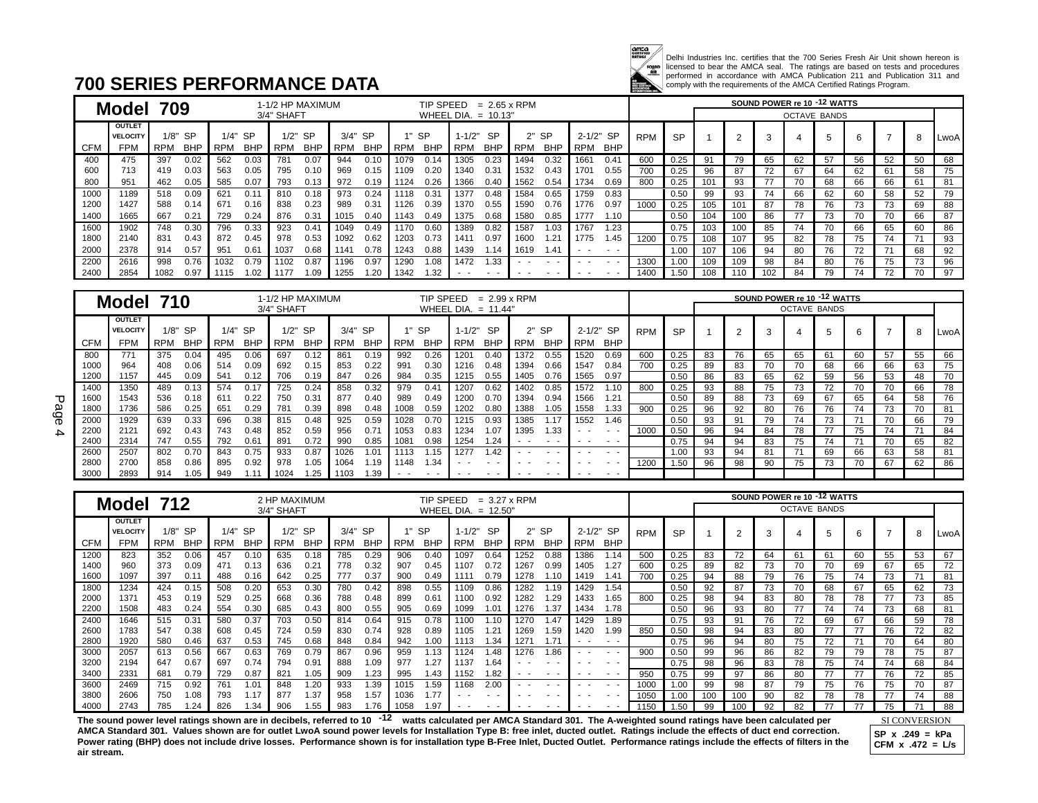# 700 SERIES PERFORMANCE DATA

Delhi Industries Inc. certifies that the 700 Series Fresh Air Unit shown hereon is licensed to bear the AMCA seal. The ratings are based on tests and procedures performed in accordance with AMCA Publication 211 and Publication 311 and comply with the requirements of the AMCA Certified Ratings Program.

## Model 709

1-1/2 HP MAXIMUM, 3/4" SHAFT — TIP SPEED = 2.65 x RPM, WHEEL DIA. = 10.13"

| CFM | OUTLET VELOCITY FPM | 1/8" SP RPM | 1/8" SP BHP | 1/4" SP RPM | 1/4" SP BHP | 1/2" SP RPM | 1/2" SP BHP | 3/4" SP RPM | 3/4" SP BHP | 1" SP RPM | 1" SP BHP | 1-1/2" SP RPM | 1-1/2" SP BHP | 2" SP RPM | 2" SP BHP | 2-1/2" SP RPM | 2-1/2" SP BHP |
|---|---|---|---|---|---|---|---|---|---|---|---|---|---|---|---|---|---|
| 400 | 475 | 397 | 0.02 | 562 | 0.03 | 781 | 0.07 | 944 | 0.10 | 1079 | 0.14 | 1305 | 0.23 | 1494 | 0.32 | 1661 | 0.41 |
| 600 | 713 | 419 | 0.03 | 563 | 0.05 | 795 | 0.10 | 969 | 0.15 | 1109 | 0.20 | 1340 | 0.31 | 1532 | 0.43 | 1701 | 0.55 |
| 800 | 951 | 462 | 0.05 | 585 | 0.07 | 793 | 0.13 | 972 | 0.19 | 1124 | 0.26 | 1366 | 0.40 | 1562 | 0.54 | 1734 | 0.69 |
| 1000 | 1189 | 518 | 0.09 | 621 | 0.11 | 810 | 0.18 | 973 | 0.24 | 1118 | 0.31 | 1377 | 0.48 | 1584 | 0.65 | 1759 | 0.83 |
| 1200 | 1427 | 588 | 0.14 | 671 | 0.16 | 838 | 0.23 | 989 | 0.31 | 1126 | 0.39 | 1370 | 0.55 | 1590 | 0.76 | 1776 | 0.97 |
| 1400 | 1665 | 667 | 0.21 | 729 | 0.24 | 876 | 0.31 | 1015 | 0.40 | 1143 | 0.49 | 1375 | 0.68 | 1580 | 0.85 | 1777 | 1.10 |
| 1600 | 1902 | 748 | 0.30 | 796 | 0.33 | 923 | 0.41 | 1049 | 0.49 | 1170 | 0.60 | 1389 | 0.82 | 1587 | 1.03 | 1767 | 1.23 |
| 1800 | 2140 | 831 | 0.43 | 872 | 0.45 | 978 | 0.53 | 1092 | 0.62 | 1203 | 0.73 | 1411 | 0.97 | 1600 | 1.21 | 1775 | 1.45 |
| 2000 | 2378 | 914 | 0.57 | 951 | 0.61 | 1037 | 0.68 | 1141 | 0.78 | 1243 | 0.88 | 1439 | 1.14 | 1619 | 1.41 | - - | - - |
| 2200 | 2616 | 998 | 0.76 | 1032 | 0.79 | 1102 | 0.87 | 1196 | 0.97 | 1290 | 1.08 | 1472 | 1.33 | - - | - - | - - | - - |
| 2400 | 2854 | 1082 | 0.97 | 1115 | 1.02 | 1177 | 1.09 | 1255 | 1.20 | 1342 | 1.32 | - - | - - | - - | - - | - - | - - |

SOUND POWER re $10^{-12}$ WATTS

| RPM | SP | 1 | 2 | 3 | 4 | 5 | 6 | 7 | 8 | LwoA |
|---|---|---|---|---|---|---|---|---|---|---|
| 600 | 0.25 | 91 | 79 | 65 | 62 | 57 | 56 | 52 | 50 | 68 |
| 700 | 0.25 | 96 | 87 | 72 | 67 | 64 | 62 | 61 | 58 | 75 |
| 800 | 0.25 | 101 | 93 | 77 | 70 | 68 | 66 | 66 | 61 | 81 |
| | 0.50 | 99 | 93 | 74 | 66 | 62 | 60 | 58 | 52 | 79 |
| 1000 | 0.25 | 105 | 101 | 87 | 78 | 76 | 73 | 73 | 69 | 88 |
| | 0.50 | 104 | 100 | 86 | 77 | 73 | 70 | 70 | 66 | 87 |
| | 0.75 | 103 | 100 | 85 | 74 | 70 | 66 | 65 | 60 | 86 |
| 1200 | 0.75 | 108 | 107 | 95 | 82 | 78 | 75 | 74 | 71 | 93 |
| | 1.00 | 107 | 106 | 94 | 80 | 76 | 72 | 71 | 68 | 92 |
| 1300 | 1.00 | 109 | 109 | 98 | 84 | 80 | 76 | 75 | 73 | 96 |
| 1400 | 1.50 | 108 | 110 | 102 | 84 | 79 | 74 | 72 | 70 | 97 |

## Model 710

1-1/2 HP MAXIMUM, 3/4" SHAFT — TIP SPEED = 2.99 x RPM, WHEEL DIA. = 11.44"

| CFM | OUTLET VELOCITY FPM | 1/8" SP RPM | 1/8" SP BHP | 1/4" SP RPM | 1/4" SP BHP | 1/2" SP RPM | 1/2" SP BHP | 3/4" SP RPM | 3/4" SP BHP | 1" SP RPM | 1" SP BHP | 1-1/2" SP RPM | 1-1/2" SP BHP | 2" SP RPM | 2" SP BHP | 2-1/2" SP RPM | 2-1/2" SP BHP |
|---|---|---|---|---|---|---|---|---|---|---|---|---|---|---|---|---|---|
| 800 | 771 | 375 | 0.04 | 495 | 0.06 | 677 | 0.12 | 861 | 0.19 | 992 | 0.26 | 1201 | 0.40 | 1372 | 0.55 | 1520 | 0.69 |
| 1000 | 964 | 408 | 0.06 | 514 | 0.09 | 692 | 0.15 | 853 | 0.22 | 991 | 0.30 | 1216 | 0.48 | 1394 | 0.66 | 1547 | 0.84 |
| 1200 | 1157 | 445 | 0.09 | 541 | 0.12 | 706 | 0.19 | 847 | 0.26 | 984 | 0.35 | 1215 | 0.55 | 1405 | 0.76 | 1565 | 0.97 |
| 1400 | 1350 | 489 | 0.13 | 574 | 0.17 | 725 | 0.24 | 858 | 0.32 | 979 | 0.41 | 1207 | 0.62 | 1402 | 0.85 | 1572 | 1.10 |
| 1600 | 1543 | 536 | 0.18 | 611 | 0.22 | 750 | 0.31 | 877 | 0.40 | 989 | 0.49 | 1200 | 0.70 | 1394 | 0.94 | 1566 | 1.21 |
| 1800 | 1736 | 586 | 0.25 | 651 | 0.29 | 781 | 0.39 | 898 | 0.48 | 1008 | 0.59 | 1202 | 0.80 | 1388 | 1.05 | 1558 | 1.33 |
| 2000 | 1929 | 639 | 0.33 | 696 | 0.38 | 815 | 0.48 | 925 | 0.59 | 1028 | 0.70 | 1215 | 0.93 | 1385 | 1.17 | 1552 | 1.46 |
| 2200 | 2121 | 692 | 0.43 | 743 | 0.48 | 852 | 0.59 | 956 | 0.71 | 1053 | 0.83 | 1234 | 1.07 | 1395 | 1.33 | - - | - - |
| 2400 | 2314 | 747 | 0.55 | 792 | 0.61 | 891 | 0.72 | 990 | 0.85 | 1081 | 0.98 | 1254 | 1.24 | - - | - - | - - | - - |
| 2600 | 2507 | 802 | 0.70 | 843 | 0.75 | 933 | 0.87 | 1026 | 1.01 | 1113 | 1.15 | 1277 | 1.42 | - - | - - | - - | - - |
| 2800 | 2700 | 858 | 0.86 | 895 | 0.92 | 978 | 1.05 | 1064 | 1.19 | 1148 | 1.34 | - - | - - | - - | - - | - - | - - |
| 3000 | 2893 | 914 | 1.05 | 949 | 1.11 | 1024 | 1.25 | 1103 | 1.39 | - - | - - | - - | - - | - - | - - | - - | - - |

SOUND POWER re $10^{-12}$ WATTS

| RPM | SP | 1 | 2 | 3 | 4 | 5 | 6 | 7 | 8 | LwoA |
|---|---|---|---|---|---|---|---|---|---|---|
| 600 | 0.25 | 83 | 76 | 65 | 65 | 61 | 60 | 57 | 55 | 66 |
| 700 | 0.25 | 89 | 83 | 70 | 70 | 68 | 66 | 66 | 63 | 75 |
| | 0.50 | 86 | 83 | 65 | 62 | 59 | 56 | 53 | 48 | 70 |
| 800 | 0.25 | 93 | 88 | 75 | 73 | 72 | 70 | 70 | 66 | 78 |
| | 0.50 | 89 | 88 | 73 | 69 | 67 | 65 | 64 | 58 | 76 |
| 900 | 0.25 | 96 | 92 | 80 | 76 | 76 | 74 | 73 | 70 | 81 |
| | 0.50 | 93 | 91 | 79 | 74 | 73 | 71 | 70 | 66 | 79 |
| 1000 | 0.50 | 96 | 94 | 84 | 78 | 77 | 75 | 74 | 71 | 84 |
| | 0.75 | 94 | 94 | 83 | 75 | 74 | 71 | 70 | 65 | 82 |
| | 1.00 | 93 | 94 | 81 | 71 | 69 | 66 | 63 | 58 | 81 |
| 1200 | 1.50 | 96 | 98 | 90 | 75 | 73 | 70 | 67 | 62 | 86 |

## Model 712

2 HP MAXIMUM, 3/4" SHAFT — TIP SPEED = 3.27 x RPM, WHEEL DIA. = 12.50"

| CFM | OUTLET VELOCITY FPM | 1/8" SP RPM | 1/8" SP BHP | 1/4" SP RPM | 1/4" SP BHP | 1/2" SP RPM | 1/2" SP BHP | 3/4" SP RPM | 3/4" SP BHP | 1" SP RPM | 1" SP BHP | 1-1/2" SP RPM | 1-1/2" SP BHP | 2" SP RPM | 2" SP BHP | 2-1/2" SP RPM | 2-1/2" SP BHP |
|---|---|---|---|---|---|---|---|---|---|---|---|---|---|---|---|---|---|
| 1200 | 823 | 352 | 0.06 | 457 | 0.10 | 635 | 0.18 | 785 | 0.29 | 906 | 0.40 | 1097 | 0.64 | 1252 | 0.88 | 1386 | 1.14 |
| 1400 | 960 | 373 | 0.09 | 471 | 0.13 | 636 | 0.21 | 778 | 0.32 | 907 | 0.45 | 1107 | 0.72 | 1267 | 0.99 | 1405 | 1.27 |
| 1600 | 1097 | 397 | 0.11 | 488 | 0.16 | 642 | 0.25 | 777 | 0.37 | 900 | 0.49 | 1111 | 0.79 | 1278 | 1.10 | 1419 | 1.41 |
| 1800 | 1234 | 424 | 0.15 | 508 | 0.20 | 653 | 0.30 | 780 | 0.42 | 898 | 0.55 | 1109 | 0.86 | 1282 | 1.19 | 1429 | 1.54 |
| 2000 | 1371 | 453 | 0.19 | 529 | 0.25 | 668 | 0.36 | 788 | 0.48 | 899 | 0.61 | 1100 | 0.92 | 1282 | 1.29 | 1433 | 1.65 |
| 2200 | 1508 | 483 | 0.24 | 554 | 0.30 | 685 | 0.43 | 800 | 0.55 | 905 | 0.69 | 1099 | 1.01 | 1276 | 1.37 | 1434 | 1.78 |
| 2400 | 1646 | 515 | 0.31 | 580 | 0.37 | 703 | 0.50 | 814 | 0.64 | 915 | 0.78 | 1100 | 1.10 | 1270 | 1.47 | 1429 | 1.89 |
| 2600 | 1783 | 547 | 0.38 | 608 | 0.45 | 724 | 0.59 | 830 | 0.74 | 928 | 0.89 | 1105 | 1.21 | 1269 | 1.59 | 1420 | 1.99 |
| 2800 | 1920 | 580 | 0.46 | 637 | 0.53 | 745 | 0.68 | 848 | 0.84 | 942 | 1.00 | 1113 | 1.34 | 1271 | 1.71 | - - | - - |
| 3000 | 2057 | 613 | 0.56 | 667 | 0.63 | 769 | 0.79 | 867 | 0.96 | 959 | 1.13 | 1124 | 1.48 | 1276 | 1.86 | - - | - - |
| 3200 | 2194 | 647 | 0.67 | 697 | 0.74 | 794 | 0.91 | 888 | 1.09 | 977 | 1.27 | 1137 | 1.64 | - - | - - | - - | - - |
| 3400 | 2331 | 681 | 0.79 | 729 | 0.87 | 821 | 1.05 | 909 | 1.23 | 995 | 1.43 | 1152 | 1.82 | - - | - - | - - | - - |
| 3600 | 2469 | 715 | 0.92 | 761 | 1.01 | 848 | 1.20 | 933 | 1.39 | 1015 | 1.59 | 1168 | 2.00 | - - | - - | - - | - - |
| 3800 | 2606 | 750 | 1.08 | 793 | 1.17 | 877 | 1.37 | 958 | 1.57 | 1036 | 1.77 | - - | - - | - - | - - | - - | - - |
| 4000 | 2743 | 785 | 1.24 | 826 | 1.34 | 906 | 1.55 | 983 | 1.76 | 1058 | 1.97 | - - | - - | - - | - - | - - | - - |

SOUND POWER re $10^{-12}$ WATTS

| RPM | SP | 1 | 2 | 3 | 4 | 5 | 6 | 7 | 8 | LwoA |
|---|---|---|---|---|---|---|---|---|---|---|
| 500 | 0.25 | 83 | 72 | 64 | 61 | 61 | 60 | 55 | 53 | 67 |
| 600 | 0.25 | 89 | 82 | 73 | 70 | 70 | 69 | 67 | 65 | 72 |
| 700 | 0.25 | 94 | 88 | 79 | 76 | 75 | 74 | 73 | 71 | 81 |
| | 0.50 | 92 | 87 | 73 | 70 | 68 | 67 | 65 | 62 | 73 |
| 800 | 0.25 | 98 | 94 | 83 | 80 | 78 | 78 | 77 | 73 | 85 |
| | 0.50 | 96 | 93 | 80 | 77 | 74 | 74 | 73 | 68 | 81 |
| | 0.75 | 93 | 91 | 76 | 72 | 69 | 67 | 66 | 59 | 78 |
| 850 | 0.50 | 98 | 94 | 83 | 80 | 77 | 77 | 76 | 72 | 82 |
| | 0.75 | 96 | 94 | 80 | 75 | 72 | 71 | 70 | 64 | 80 |
| 900 | 0.50 | 99 | 96 | 86 | 82 | 79 | 79 | 78 | 75 | 87 |
| | 0.75 | 98 | 96 | 83 | 78 | 75 | 74 | 74 | 68 | 84 |
| 950 | 0.75 | 99 | 97 | 86 | 80 | 77 | 77 | 76 | 72 | 85 |
| 1000 | 1.00 | 99 | 98 | 87 | 79 | 75 | 76 | 75 | 70 | 87 |
| 1050 | 1.00 | 100 | 100 | 90 | 82 | 78 | 78 | 77 | 74 | 88 |
| 1150 | 1.50 | 99 | 100 | 92 | 82 | 77 | 77 | 75 | 71 | 88 |

**The sound power level ratings shown are in decibels, referred to $10^{-12}$ watts calculated per AMCA Standard 301. The A-weighted sound ratings have been calculated per AMCA Standard 301. Values shown are for outlet LwoA sound power levels for Installation Type B: free inlet, ducted outlet. Ratings include the effects of duct end correction. Power rating (BHP) does not include drive losses. Performance shown is for installation type B-Free Inlet, Ducted Outlet. Performance ratings include the effects of filters in the air stream.**

SI CONVERSION
**SP x .249 = kPa**
**CFM x .472 = L/s**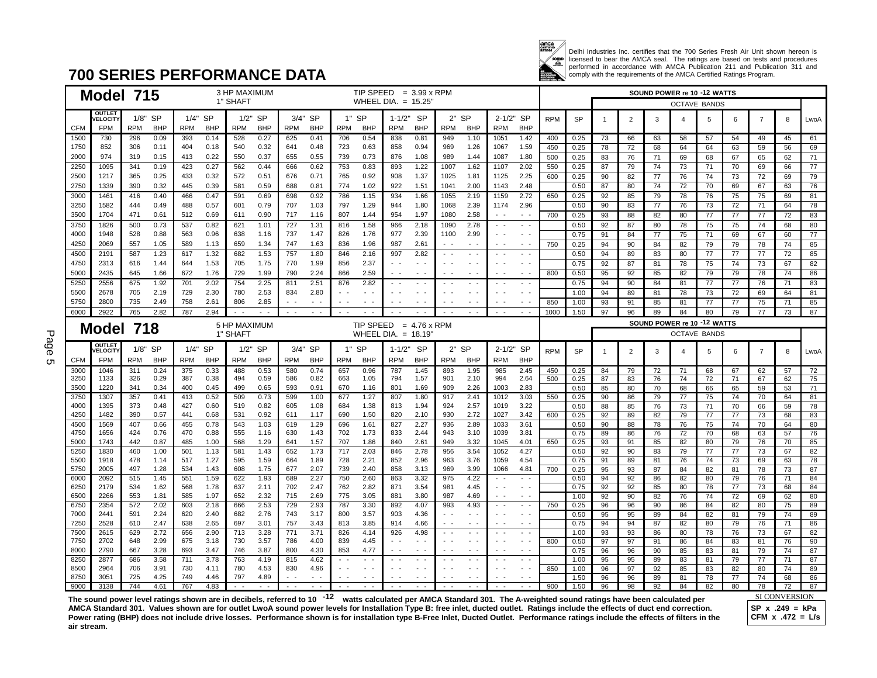# 700 SERIES PERFORMANCE DATA

Delhi Industries Inc. certifies that the 700 Series Fresh Air Unit shown hereon is licensed to bear the AMCA seal. The ratings are based on tests and procedures performed in accordance with AMCA Publication 211 and Publication 311 and comply with the requirements of the AMCA Certified Ratings Program.

## Model 715

3 HP MAXIMUM 1" SHAFT — TIP SPEED = 3.99 x RPM — WHEEL DIA. = 15.25"

| CFM | OUTLET VELOCITY FPM | 1/8" SP RPM | 1/8" SP BHP | 1/4" SP RPM | 1/4" SP BHP | 1/2" SP RPM | 1/2" SP BHP | 3/4" SP RPM | 3/4" SP BHP | 1" SP RPM | 1" SP BHP | 1-1/2" SP RPM | 1-1/2" SP BHP | 2" SP RPM | 2" SP BHP | 2-1/2" SP RPM | 2-1/2" SP BHP |
|---|---|---|---|---|---|---|---|---|---|---|---|---|---|---|---|---|---|
| 1500 | 730 | 296 | 0.09 | 393 | 0.14 | 528 | 0.27 | 625 | 0.41 | 706 | 0.54 | 838 | 0.81 | 949 | 1.10 | 1051 | 1.42 |
| 1750 | 852 | 306 | 0.11 | 404 | 0.18 | 540 | 0.32 | 641 | 0.48 | 723 | 0.63 | 858 | 0.94 | 969 | 1.26 | 1067 | 1.59 |
| 2000 | 974 | 319 | 0.15 | 413 | 0.22 | 550 | 0.37 | 655 | 0.55 | 739 | 0.73 | 876 | 1.08 | 989 | 1.44 | 1087 | 1.80 |
| 2250 | 1095 | 341 | 0.19 | 423 | 0.27 | 562 | 0.44 | 666 | 0.62 | 753 | 0.83 | 893 | 1.22 | 1007 | 1.62 | 1107 | 2.02 |
| 2500 | 1217 | 365 | 0.25 | 433 | 0.32 | 572 | 0.51 | 676 | 0.71 | 765 | 0.92 | 908 | 1.37 | 1025 | 1.81 | 1125 | 2.25 |
| 2750 | 1339 | 390 | 0.32 | 445 | 0.39 | 581 | 0.59 | 688 | 0.81 | 774 | 1.02 | 922 | 1.51 | 1041 | 2.00 | 1143 | 2.48 |
| 3000 | 1461 | 416 | 0.40 | 466 | 0.47 | 591 | 0.69 | 698 | 0.92 | 786 | 1.15 | 934 | 1.66 | 1055 | 2.19 | 1159 | 2.72 |
| 3250 | 1582 | 444 | 0.49 | 488 | 0.57 | 601 | 0.79 | 707 | 1.03 | 797 | 1.29 | 944 | 1.80 | 1068 | 2.39 | 1174 | 2.96 |
| 3500 | 1704 | 471 | 0.61 | 512 | 0.69 | 611 | 0.90 | 717 | 1.16 | 807 | 1.44 | 954 | 1.97 | 1080 | 2.58 | - - | - - |
| 3750 | 1826 | 500 | 0.73 | 537 | 0.82 | 621 | 1.01 | 727 | 1.31 | 816 | 1.58 | 966 | 2.18 | 1090 | 2.78 | - - | - - |
| 4000 | 1948 | 528 | 0.88 | 563 | 0.96 | 638 | 1.16 | 737 | 1.47 | 826 | 1.76 | 977 | 2.39 | 1100 | 2.99 | - - | - - |
| 4250 | 2069 | 557 | 1.05 | 589 | 1.13 | 659 | 1.34 | 747 | 1.63 | 836 | 1.96 | 987 | 2.61 | - - | - - | - - | - - |
| 4500 | 2191 | 587 | 1.23 | 617 | 1.32 | 682 | 1.53 | 757 | 1.80 | 846 | 2.16 | 997 | 2.82 | - - | - - | - - | - - |
| 4750 | 2313 | 616 | 1.44 | 644 | 1.53 | 705 | 1.75 | 770 | 1.99 | 856 | 2.37 | - - | - - | - - | - - | - - | - - |
| 5000 | 2435 | 645 | 1.66 | 672 | 1.76 | 729 | 1.99 | 790 | 2.24 | 866 | 2.59 | - - | - - | - - | - - | - - | - - |
| 5250 | 2556 | 675 | 1.92 | 701 | 2.02 | 754 | 2.25 | 811 | 2.51 | 876 | 2.82 | - - | - - | - - | - - | - - | - - |
| 5500 | 2678 | 705 | 2.19 | 729 | 2.30 | 780 | 2.53 | 834 | 2.80 | - - | - - | - - | - - | - - | - - | - - | - - |
| 5750 | 2800 | 735 | 2.49 | 758 | 2.61 | 806 | 2.85 | - - | - - | - - | - - | - - | - - | - - | - - | - - | - - |
| 6000 | 2922 | 765 | 2.82 | 787 | 2.94 | - - | - - | - - | - - | - - | - - | - - | - - | - - | - - | - - | - - |

**SOUND POWER re 10 $^{-12}$ WATTS — OCTAVE BANDS**

| RPM | SP | 1 | 2 | 3 | 4 | 5 | 6 | 7 | 8 | LwoA |
|---|---|---|---|---|---|---|---|---|---|---|
| 400 | 0.25 | 73 | 66 | 63 | 58 | 57 | 54 | 49 | 45 | 61 |
| 450 | 0.25 | 78 | 72 | 68 | 64 | 64 | 63 | 59 | 56 | 69 |
| 500 | 0.25 | 83 | 76 | 71 | 69 | 68 | 67 | 65 | 62 | 71 |
| 550 | 0.25 | 87 | 79 | 74 | 73 | 71 | 70 | 69 | 66 | 77 |
| 600 | 0.25 | 90 | 82 | 77 | 76 | 74 | 73 | 72 | 69 | 79 |
| | 0.50 | 87 | 80 | 74 | 72 | 70 | 69 | 67 | 63 | 76 |
| 650 | 0.25 | 92 | 85 | 79 | 78 | 76 | 75 | 75 | 69 | 81 |
| | 0.50 | 90 | 83 | 77 | 76 | 73 | 72 | 71 | 64 | 78 |
| 700 | 0.25 | 93 | 88 | 82 | 80 | 77 | 77 | 77 | 72 | 83 |
| | 0.50 | 92 | 87 | 80 | 78 | 75 | 75 | 74 | 68 | 80 |
| | 0.75 | 91 | 84 | 77 | 75 | 71 | 69 | 67 | 60 | 77 |
| 750 | 0.25 | 94 | 90 | 84 | 82 | 79 | 79 | 78 | 74 | 85 |
| | 0.50 | 94 | 89 | 83 | 80 | 77 | 77 | 77 | 72 | 85 |
| | 0.75 | 92 | 87 | 81 | 78 | 75 | 74 | 73 | 67 | 82 |
| 800 | 0.50 | 95 | 92 | 85 | 82 | 79 | 79 | 78 | 74 | 86 |
| | 0.75 | 94 | 90 | 84 | 81 | 77 | 77 | 76 | 71 | 83 |
| | 1.00 | 94 | 89 | 81 | 78 | 73 | 72 | 69 | 64 | 81 |
| 850 | 1.00 | 93 | 91 | 85 | 81 | 77 | 77 | 75 | 71 | 85 |
| 1000 | 1.50 | 97 | 96 | 89 | 84 | 80 | 79 | 77 | 73 | 87 |

## Model 718

5 HP MAXIMUM 1" SHAFT — TIP SPEED = 4.76 x RPM — WHEEL DIA. = 18.19"

| CFM | OUTLET VELOCITY FPM | 1/8" SP RPM | 1/8" SP BHP | 1/4" SP RPM | 1/4" SP BHP | 1/2" SP RPM | 1/2" SP BHP | 3/4" SP RPM | 3/4" SP BHP | 1" SP RPM | 1" SP BHP | 1-1/2" SP RPM | 1-1/2" SP BHP | 2" SP RPM | 2" SP BHP | 2-1/2" SP RPM | 2-1/2" SP BHP |
|---|---|---|---|---|---|---|---|---|---|---|---|---|---|---|---|---|---|
| 3000 | 1046 | 311 | 0.24 | 375 | 0.33 | 488 | 0.53 | 580 | 0.74 | 657 | 0.96 | 787 | 1.45 | 893 | 1.95 | 985 | 2.45 |
| 3250 | 1133 | 326 | 0.29 | 387 | 0.38 | 494 | 0.59 | 586 | 0.82 | 663 | 1.05 | 794 | 1.57 | 901 | 2.10 | 994 | 2.64 |
| 3500 | 1220 | 341 | 0.34 | 400 | 0.45 | 499 | 0.65 | 593 | 0.91 | 670 | 1.16 | 801 | 1.69 | 909 | 2.26 | 1003 | 2.83 |
| 3750 | 1307 | 357 | 0.41 | 413 | 0.52 | 509 | 0.73 | 599 | 1.00 | 677 | 1.27 | 807 | 1.80 | 917 | 2.41 | 1012 | 3.03 |
| 4000 | 1395 | 373 | 0.48 | 427 | 0.60 | 519 | 0.82 | 605 | 1.08 | 684 | 1.38 | 813 | 1.94 | 924 | 2.57 | 1019 | 3.22 |
| 4250 | 1482 | 390 | 0.57 | 441 | 0.68 | 531 | 0.92 | 611 | 1.17 | 690 | 1.50 | 820 | 2.10 | 930 | 2.72 | 1027 | 3.42 |
| 4500 | 1569 | 407 | 0.66 | 455 | 0.78 | 543 | 1.03 | 619 | 1.29 | 696 | 1.61 | 827 | 2.27 | 936 | 2.89 | 1033 | 3.61 |
| 4750 | 1656 | 424 | 0.76 | 470 | 0.88 | 555 | 1.16 | 630 | 1.43 | 702 | 1.73 | 833 | 2.44 | 943 | 3.10 | 1039 | 3.81 |
| 5000 | 1743 | 442 | 0.87 | 485 | 1.00 | 568 | 1.29 | 641 | 1.57 | 707 | 1.86 | 840 | 2.61 | 949 | 3.32 | 1045 | 4.01 |
| 5250 | 1830 | 460 | 1.00 | 501 | 1.13 | 581 | 1.43 | 652 | 1.73 | 717 | 2.03 | 846 | 2.78 | 956 | 3.54 | 1052 | 4.27 |
| 5500 | 1918 | 478 | 1.14 | 517 | 1.27 | 595 | 1.59 | 664 | 1.89 | 728 | 2.21 | 852 | 2.96 | 963 | 3.76 | 1059 | 4.54 |
| 5750 | 2005 | 497 | 1.28 | 534 | 1.43 | 608 | 1.75 | 677 | 2.07 | 739 | 2.40 | 858 | 3.13 | 969 | 3.99 | 1066 | 4.81 |
| 6000 | 2092 | 515 | 1.45 | 551 | 1.59 | 622 | 1.93 | 689 | 2.27 | 750 | 2.60 | 863 | 3.32 | 975 | 4.22 | - - | - - |
| 6250 | 2179 | 534 | 1.62 | 568 | 1.78 | 637 | 2.11 | 702 | 2.47 | 762 | 2.82 | 871 | 3.54 | 981 | 4.45 | - - | - - |
| 6500 | 2266 | 553 | 1.81 | 585 | 1.97 | 652 | 2.32 | 715 | 2.69 | 775 | 3.05 | 881 | 3.80 | 987 | 4.69 | - - | - - |
| 6750 | 2354 | 572 | 2.02 | 603 | 2.18 | 666 | 2.53 | 729 | 2.93 | 787 | 3.30 | 892 | 4.07 | 993 | 4.93 | - - | - - |
| 7000 | 2441 | 591 | 2.24 | 620 | 2.40 | 682 | 2.76 | 743 | 3.17 | 800 | 3.57 | 903 | 4.36 | - - | - - | - - | - - |
| 7250 | 2528 | 610 | 2.47 | 638 | 2.65 | 697 | 3.01 | 757 | 3.43 | 813 | 3.85 | 914 | 4.66 | - - | - - | - - | - - |
| 7500 | 2615 | 629 | 2.72 | 656 | 2.90 | 713 | 3.28 | 771 | 3.71 | 826 | 4.14 | 926 | 4.98 | - - | - - | - - | - - |
| 7750 | 2702 | 648 | 2.99 | 675 | 3.18 | 730 | 3.57 | 786 | 4.00 | 839 | 4.45 | - - | - - | - - | - - | - - | - - |
| 8000 | 2790 | 667 | 3.28 | 693 | 3.47 | 746 | 3.87 | 800 | 4.30 | 853 | 4.77 | - - | - - | - - | - - | - - | - - |
| 8250 | 2877 | 686 | 3.58 | 711 | 3.78 | 763 | 4.19 | 815 | 4.62 | - - | - - | - - | - - | - - | - - | - - | - - |
| 8500 | 2964 | 706 | 3.91 | 730 | 4.11 | 780 | 4.53 | 830 | 4.96 | - - | - - | - - | - - | - - | - - | - - | - - |
| 8750 | 3051 | 725 | 4.25 | 749 | 4.46 | 797 | 4.89 | - - | - - | - - | - - | - - | - - | - - | - - | - - | - - |
| 9000 | 3138 | 744 | 4.61 | 767 | 4.83 | - - | - - | - - | - - | - - | - - | - - | - - | - - | - - | - - | - - |

**SOUND POWER re 10 $^{-12}$ WATTS — OCTAVE BANDS**

| RPM | SP | 1 | 2 | 3 | 4 | 5 | 6 | 7 | 8 | LwoA |
|---|---|---|---|---|---|---|---|---|---|---|
| 450 | 0.25 | 84 | 79 | 72 | 71 | 68 | 67 | 62 | 57 | 72 |
| 500 | 0.25 | 87 | 83 | 76 | 74 | 72 | 71 | 67 | 62 | 75 |
| | 0.50 | 85 | 80 | 70 | 68 | 66 | 65 | 59 | 53 | 71 |
| 550 | 0.25 | 90 | 86 | 79 | 77 | 75 | 74 | 70 | 64 | 81 |
| | 0.50 | 88 | 85 | 76 | 73 | 71 | 70 | 66 | 59 | 78 |
| 600 | 0.25 | 92 | 89 | 82 | 79 | 77 | 77 | 73 | 68 | 83 |
| | 0.50 | 90 | 88 | 78 | 76 | 75 | 74 | 70 | 64 | 80 |
| | 0.75 | 89 | 86 | 76 | 72 | 70 | 68 | 63 | 57 | 76 |
| 650 | 0.25 | 93 | 91 | 85 | 82 | 80 | 79 | 76 | 70 | 85 |
| | 0.50 | 92 | 90 | 83 | 79 | 77 | 77 | 73 | 67 | 82 |
| | 0.75 | 91 | 89 | 81 | 76 | 74 | 73 | 69 | 63 | 78 |
| 700 | 0.25 | 95 | 93 | 87 | 84 | 82 | 81 | 78 | 73 | 87 |
| | 0.50 | 94 | 92 | 86 | 82 | 80 | 79 | 76 | 71 | 84 |
| | 0.75 | 92 | 92 | 85 | 80 | 78 | 77 | 73 | 68 | 84 |
| | 1.00 | 92 | 90 | 82 | 76 | 74 | 72 | 69 | 62 | 80 |
| 750 | 0.25 | 96 | 96 | 90 | 86 | 84 | 82 | 80 | 75 | 89 |
| | 0.50 | 95 | 95 | 89 | 84 | 82 | 81 | 79 | 74 | 89 |
| | 0.75 | 94 | 94 | 87 | 82 | 80 | 79 | 76 | 71 | 86 |
| | 1.00 | 93 | 93 | 86 | 80 | 78 | 76 | 73 | 67 | 82 |
| 800 | 0.50 | 97 | 97 | 91 | 86 | 84 | 83 | 81 | 76 | 90 |
| | 0.75 | 96 | 96 | 90 | 85 | 83 | 81 | 79 | 74 | 87 |
| | 1.00 | 95 | 95 | 89 | 83 | 81 | 79 | 77 | 71 | 87 |
| 850 | 1.00 | 96 | 97 | 92 | 85 | 83 | 82 | 80 | 74 | 89 |
| | 1.50 | 96 | 96 | 89 | 81 | 78 | 77 | 74 | 68 | 86 |
| 900 | 1.50 | 96 | 98 | 92 | 84 | 82 | 80 | 78 | 72 | 87 |

**The sound power level ratings shown are in decibels, referred to 10 $^{-12}$ watts calculated per AMCA Standard 301. The A-weighted sound ratings have been calculated per AMCA Standard 301. Values shown are for outlet LwoA sound power levels for Installation Type B: free inlet, ducted outlet. Ratings include the effects of duct end correction. Power rating (BHP) does not include drive losses. Performance shown is for installation type B-Free Inlet, Ducted Outlet. Performance ratings include the effects of filters in the air stream.**

SI CONVERSION

**SP x .249 = kPa**
**CFM x .472 = L/s**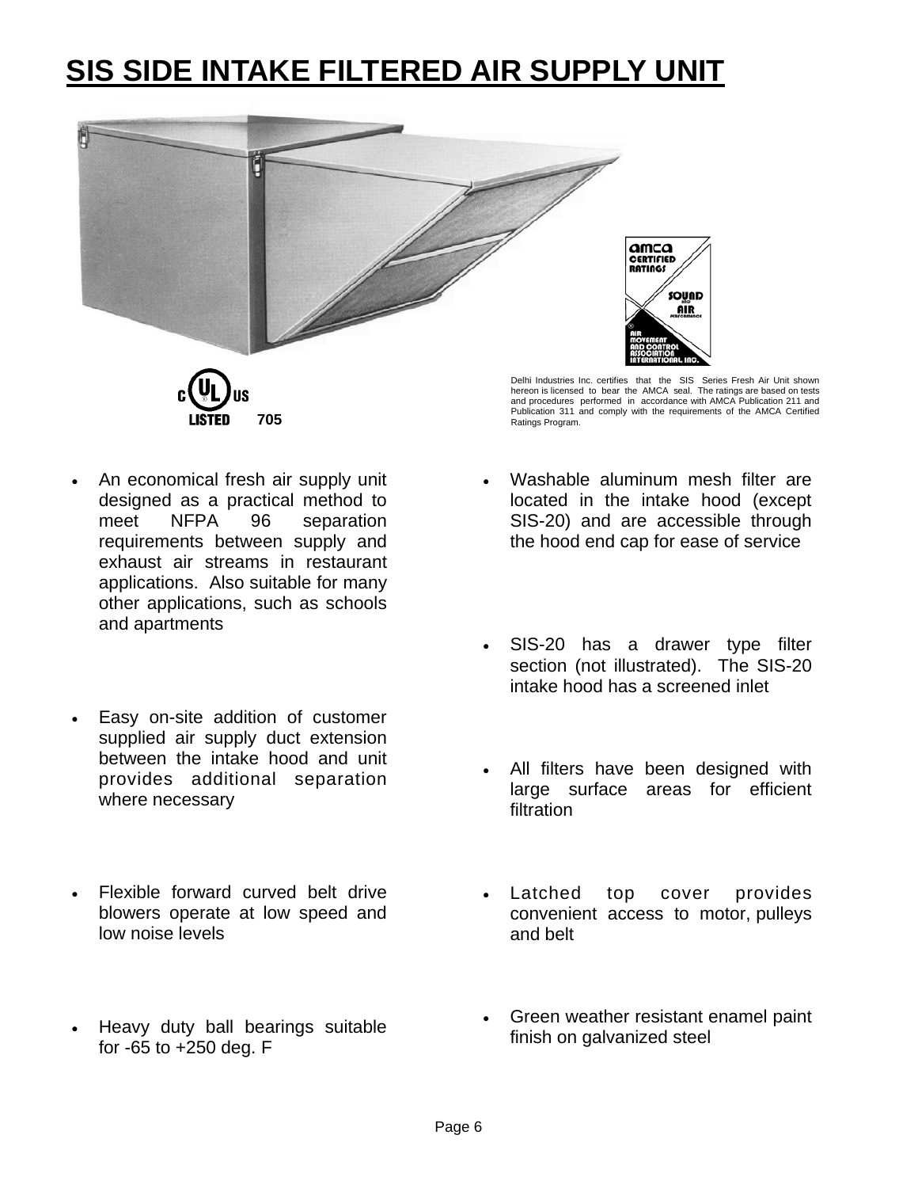# SIS SIDE INTAKE FILTERED AIR SUPPLY UNIT

LISTED 705

Delhi Industries Inc. certifies that the SIS Series Fresh Air Unit shown hereon is licensed to bear the AMCA seal. The ratings are based on tests and procedures performed in accordance with AMCA Publication 211 and Publication 311 and comply with the requirements of the AMCA Certified Ratings Program.

- An economical fresh air supply unit designed as a practical method to meet NFPA 96 separation requirements between supply and exhaust air streams in restaurant applications. Also suitable for many other applications, such as schools and apartments
- Easy on-site addition of customer supplied air supply duct extension between the intake hood and unit provides additional separation where necessary
- Flexible forward curved belt drive blowers operate at low speed and low noise levels
- Heavy duty ball bearings suitable for -65 to +250 deg. F
- Washable aluminum mesh filter are located in the intake hood (except SIS-20) and are accessible through the hood end cap for ease of service
- SIS-20 has a drawer type filter section (not illustrated). The SIS-20 intake hood has a screened inlet
- All filters have been designed with large surface areas for efficient filtration
- Latched top cover provides convenient access to motor, pulleys and belt
- Green weather resistant enamel paint finish on galvanized steel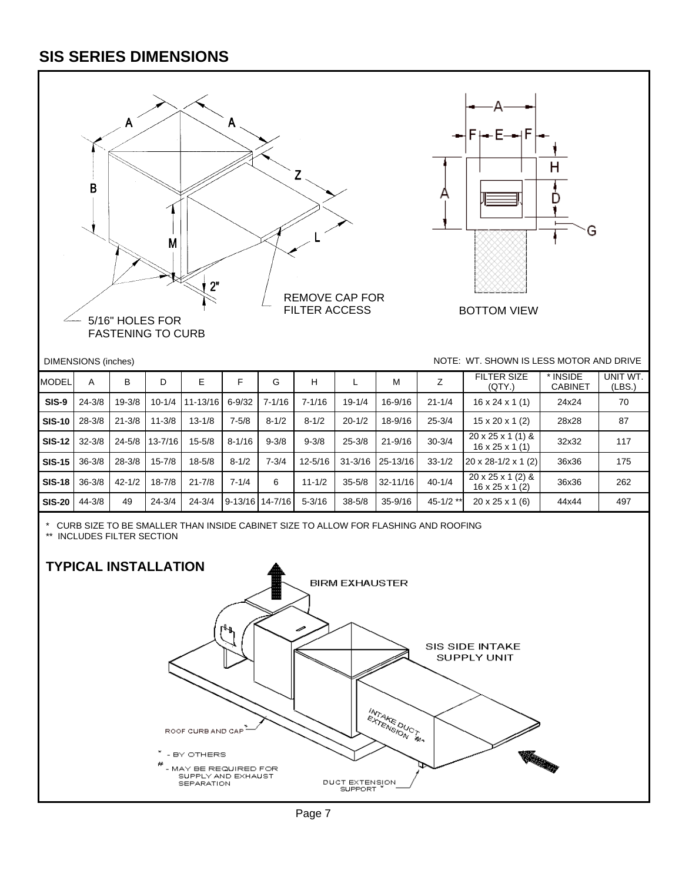## SIS SERIES DIMENSIONS

5/16" HOLES FOR FASTENING TO CURB

REMOVE CAP FOR FILTER ACCESS

BOTTOM VIEW

DIMENSIONS (inches)

NOTE: WT. SHOWN IS LESS MOTOR AND DRIVE

| MODEL | A | B | D | E | F | G | H | L | M | Z | FILTER SIZE (QTY.) | * INSIDE CABINET | UNIT WT. (LBS.) |
|---|---|---|---|---|---|---|---|---|---|---|---|---|---|
| **SIS-9** | 24-3/8 | 19-3/8 | 10-1/4 | 11-13/16 | 6-9/32 | 7-1/16 | 7-1/16 | 19-1/4 | 16-9/16 | 21-1/4 | 16 x 24 x 1 (1) | 24x24 | 70 |
| **SIS-10** | 28-3/8 | 21-3/8 | 11-3/8 | 13-1/8 | 7-5/8 | 8-1/2 | 8-1/2 | 20-1/2 | 18-9/16 | 25-3/4 | 15 x 20 x 1 (2) | 28x28 | 87 |
| **SIS-12** | 32-3/8 | 24-5/8 | 13-7/16 | 15-5/8 | 8-1/16 | 9-3/8 | 9-3/8 | 25-3/8 | 21-9/16 | 30-3/4 | 20 x 25 x 1 (1) & 16 x 25 x 1 (1) | 32x32 | 117 |
| **SIS-15** | 36-3/8 | 28-3/8 | 15-7/8 | 18-5/8 | 8-1/2 | 7-3/4 | 12-5/16 | 31-3/16 | 25-13/16 | 33-1/2 | 20 x 28-1/2 x 1 (2) | 36x36 | 175 |
| **SIS-18** | 36-3/8 | 42-1/2 | 18-7/8 | 21-7/8 | 7-1/4 | 6 | 11-1/2 | 35-5/8 | 32-11/16 | 40-1/4 | 20 x 25 x 1 (2) & 16 x 25 x 1 (2) | 36x36 | 262 |
| **SIS-20** | 44-3/8 | 49 | 24-3/4 | 24-3/4 | 9-13/16 | 14-7/16 | 5-3/16 | 38-5/8 | 35-9/16 | 45-1/2 ** | 20 x 25 x 1 (6) | 44x44 | 497 |

\* CURB SIZE TO BE SMALLER THAN INSIDE CABINET SIZE TO ALLOW FOR FLASHING AND ROOFING

** INCLUDES FILTER SECTION

## TYPICAL INSTALLATION

BIRM EXHAUSTER

SIS SIDE INTAKE SUPPLY UNIT

INTAKE DUCT EXTENSION #*

ROOF CURB AND CAP*

\* - BY OTHERS

\# - MAY BE REQUIRED FOR SUPPLY AND EXHAUST SEPARATION

DUCT EXTENSION SUPPORT *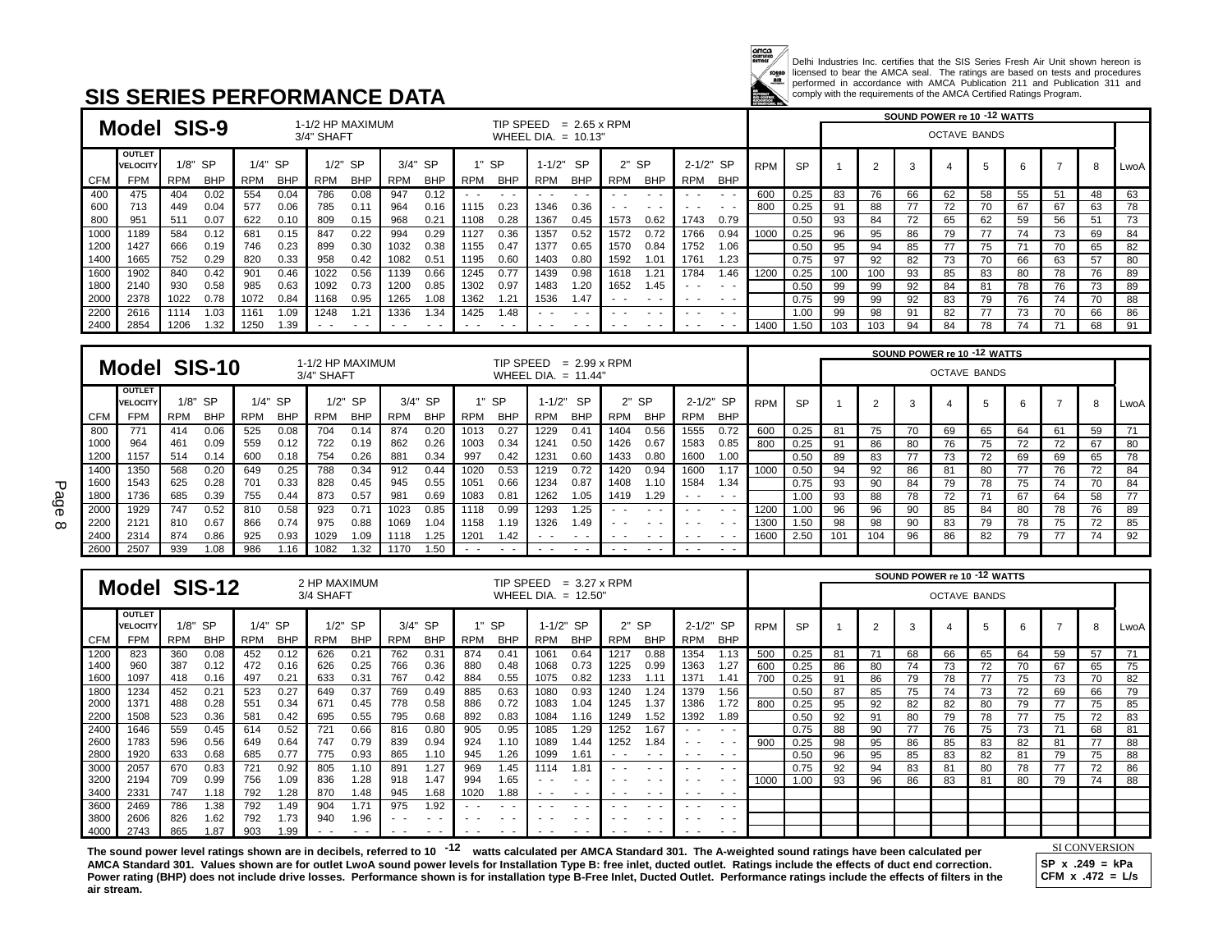# SIS SERIES PERFORMANCE DATA

Delhi Industries Inc. certifies that the SIS Series Fresh Air Unit shown hereon is licensed to bear the AMCA seal. The ratings are based on tests and procedures performed in accordance with AMCA Publication 211 and Publication 311 and comply with the requirements of the AMCA Certified Ratings Program.

## Model SIS-9

1-1/2 HP MAXIMUM
3/4" SHAFT

TIP SPEED = 2.65 x RPM
WHEEL DIA. = 10.13"

| CFM | OUTLET VELOCITY FPM | 1/8" SP RPM | 1/8" SP BHP | 1/4" SP RPM | 1/4" SP BHP | 1/2" SP RPM | 1/2" SP BHP | 3/4" SP RPM | 3/4" SP BHP | 1" SP RPM | 1" SP BHP | 1-1/2" SP RPM | 1-1/2" SP BHP | 2" SP RPM | 2" SP BHP | 2-1/2" SP RPM | 2-1/2" SP BHP |
|---|---|---|---|---|---|---|---|---|---|---|---|---|---|---|---|---|---|
| 400 | 475 | 404 | 0.02 | 554 | 0.04 | 786 | 0.08 | 947 | 0.12 | - - | - - | - - | - - | - - | - - | - - | - - |
| 600 | 713 | 449 | 0.04 | 577 | 0.06 | 785 | 0.11 | 964 | 0.16 | 1115 | 0.23 | 1346 | 0.36 | - - | - - | - - | - - |
| 800 | 951 | 511 | 0.07 | 622 | 0.10 | 809 | 0.15 | 968 | 0.21 | 1108 | 0.28 | 1367 | 0.45 | 1573 | 0.62 | 1743 | 0.79 |
| 1000 | 1189 | 584 | 0.12 | 681 | 0.15 | 847 | 0.22 | 994 | 0.29 | 1127 | 0.36 | 1357 | 0.52 | 1572 | 0.72 | 1766 | 0.94 |
| 1200 | 1427 | 666 | 0.19 | 746 | 0.23 | 899 | 0.30 | 1032 | 0.38 | 1155 | 0.47 | 1377 | 0.65 | 1570 | 0.84 | 1752 | 1.06 |
| 1400 | 1665 | 752 | 0.29 | 820 | 0.33 | 958 | 0.42 | 1082 | 0.51 | 1195 | 0.60 | 1403 | 0.80 | 1592 | 1.01 | 1761 | 1.23 |
| 1600 | 1902 | 840 | 0.42 | 901 | 0.46 | 1022 | 0.56 | 1139 | 0.66 | 1245 | 0.77 | 1439 | 0.98 | 1618 | 1.21 | 1784 | 1.46 |
| 1800 | 2140 | 930 | 0.58 | 985 | 0.63 | 1092 | 0.73 | 1200 | 0.85 | 1302 | 0.97 | 1483 | 1.20 | 1652 | 1.45 | - - | - - |
| 2000 | 2378 | 1022 | 0.78 | 1072 | 0.84 | 1168 | 0.95 | 1265 | 1.08 | 1362 | 1.21 | 1536 | 1.47 | - - | - - | - - | - - |
| 2200 | 2616 | 1114 | 1.03 | 1161 | 1.09 | 1248 | 1.21 | 1336 | 1.34 | 1425 | 1.48 | - - | - - | - - | - - | - - | - - |
| 2400 | 2854 | 1206 | 1.32 | 1250 | 1.39 | - - | - - | - - | - - | - - | - - | - - | - - | - - | - - | - - | - - |

SOUND POWER re $10^{-12}$ WATTS — OCTAVE BANDS

| RPM | SP | 1 | 2 | 3 | 4 | 5 | 6 | 7 | 8 | LwoA |
|---|---|---|---|---|---|---|---|---|---|---|
| 600 | 0.25 | 83 | 76 | 66 | 62 | 58 | 55 | 51 | 48 | 63 |
| 800 | 0.25 | 91 | 88 | 77 | 72 | 70 | 67 | 67 | 63 | 78 |
| | 0.50 | 93 | 84 | 72 | 65 | 62 | 59 | 56 | 51 | 73 |
| 1000 | 0.25 | 96 | 95 | 86 | 79 | 77 | 74 | 73 | 69 | 84 |
| | 0.50 | 95 | 94 | 85 | 77 | 75 | 71 | 70 | 65 | 82 |
| | 0.75 | 97 | 92 | 82 | 73 | 70 | 66 | 63 | 57 | 80 |
| 1200 | 0.25 | 100 | 100 | 93 | 85 | 83 | 80 | 78 | 76 | 89 |
| | 0.50 | 99 | 99 | 92 | 84 | 81 | 78 | 76 | 73 | 89 |
| | 0.75 | 99 | 99 | 92 | 83 | 79 | 76 | 74 | 70 | 88 |
| | 1.00 | 99 | 98 | 91 | 82 | 77 | 73 | 70 | 66 | 86 |
| 1400 | 1.50 | 103 | 103 | 94 | 84 | 78 | 74 | 71 | 68 | 91 |

## Model SIS-10

1-1/2 HP MAXIMUM
3/4" SHAFT

TIP SPEED = 2.99 x RPM
WHEEL DIA. = 11.44"

| CFM | OUTLET VELOCITY FPM | 1/8" SP RPM | 1/8" SP BHP | 1/4" SP RPM | 1/4" SP BHP | 1/2" SP RPM | 1/2" SP BHP | 3/4" SP RPM | 3/4" SP BHP | 1" SP RPM | 1" SP BHP | 1-1/2" SP RPM | 1-1/2" SP BHP | 2" SP RPM | 2" SP BHP | 2-1/2" SP RPM | 2-1/2" SP BHP |
|---|---|---|---|---|---|---|---|---|---|---|---|---|---|---|---|---|---|
| 800 | 771 | 414 | 0.06 | 525 | 0.08 | 704 | 0.14 | 874 | 0.20 | 1013 | 0.27 | 1229 | 0.41 | 1404 | 0.56 | 1555 | 0.72 |
| 1000 | 964 | 461 | 0.09 | 559 | 0.12 | 722 | 0.19 | 862 | 0.26 | 1003 | 0.34 | 1241 | 0.50 | 1426 | 0.67 | 1583 | 0.85 |
| 1200 | 1157 | 514 | 0.14 | 600 | 0.18 | 754 | 0.26 | 881 | 0.34 | 997 | 0.42 | 1231 | 0.60 | 1433 | 0.80 | 1600 | 1.00 |
| 1400 | 1350 | 568 | 0.20 | 649 | 0.25 | 788 | 0.34 | 912 | 0.44 | 1020 | 0.53 | 1219 | 0.72 | 1420 | 0.94 | 1600 | 1.17 |
| 1600 | 1543 | 625 | 0.28 | 701 | 0.33 | 828 | 0.45 | 945 | 0.55 | 1051 | 0.66 | 1234 | 0.87 | 1408 | 1.10 | 1584 | 1.34 |
| 1800 | 1736 | 685 | 0.39 | 755 | 0.44 | 873 | 0.57 | 981 | 0.69 | 1083 | 0.81 | 1262 | 1.05 | 1419 | 1.29 | - - | - - |
| 2000 | 1929 | 747 | 0.52 | 810 | 0.58 | 923 | 0.71 | 1023 | 0.85 | 1118 | 0.99 | 1293 | 1.25 | - - | - - | - - | - - |
| 2200 | 2121 | 810 | 0.67 | 866 | 0.74 | 975 | 0.88 | 1069 | 1.04 | 1158 | 1.19 | 1326 | 1.49 | - - | - - | - - | - - |
| 2400 | 2314 | 874 | 0.86 | 925 | 0.93 | 1029 | 1.09 | 1118 | 1.25 | 1201 | 1.42 | - - | - - | - - | - - | - - | - - |
| 2600 | 2507 | 939 | 1.08 | 986 | 1.16 | 1082 | 1.32 | 1170 | 1.50 | - - | - - | - - | - - | - - | - - | - - | - - |

SOUND POWER re $10^{-12}$ WATTS — OCTAVE BANDS

| RPM | SP | 1 | 2 | 3 | 4 | 5 | 6 | 7 | 8 | LwoA |
|---|---|---|---|---|---|---|---|---|---|---|
| 600 | 0.25 | 81 | 75 | 70 | 69 | 65 | 64 | 61 | 59 | 71 |
| 800 | 0.25 | 91 | 86 | 80 | 76 | 75 | 72 | 72 | 67 | 80 |
| | 0.50 | 89 | 83 | 77 | 73 | 72 | 69 | 69 | 65 | 78 |
| 1000 | 0.50 | 94 | 92 | 86 | 81 | 80 | 77 | 76 | 72 | 84 |
| | 0.75 | 93 | 90 | 84 | 79 | 78 | 75 | 74 | 70 | 84 |
| | 1.00 | 93 | 88 | 78 | 72 | 71 | 67 | 64 | 58 | 77 |
| 1200 | 1.00 | 96 | 96 | 90 | 85 | 84 | 80 | 78 | 76 | 89 |
| 1300 | 1.50 | 98 | 98 | 90 | 83 | 79 | 78 | 75 | 72 | 85 |
| 1600 | 2.50 | 101 | 104 | 96 | 86 | 82 | 79 | 77 | 74 | 92 |

## Model SIS-12

2 HP MAXIMUM
3/4 SHAFT

TIP SPEED = 3.27 x RPM
WHEEL DIA. = 12.50"

| CFM | OUTLET VELOCITY FPM | 1/8" SP RPM | 1/8" SP BHP | 1/4" SP RPM | 1/4" SP BHP | 1/2" SP RPM | 1/2" SP BHP | 3/4" SP RPM | 3/4" SP BHP | 1" SP RPM | 1" SP BHP | 1-1/2" SP RPM | 1-1/2" SP BHP | 2" SP RPM | 2" SP BHP | 2-1/2" SP RPM | 2-1/2" SP BHP |
|---|---|---|---|---|---|---|---|---|---|---|---|---|---|---|---|---|---|
| 1200 | 823 | 360 | 0.08 | 452 | 0.12 | 626 | 0.21 | 762 | 0.31 | 874 | 0.41 | 1061 | 0.64 | 1217 | 0.88 | 1354 | 1.13 |
| 1400 | 960 | 387 | 0.12 | 472 | 0.16 | 626 | 0.25 | 766 | 0.36 | 880 | 0.48 | 1068 | 0.73 | 1225 | 0.99 | 1363 | 1.27 |
| 1600 | 1097 | 418 | 0.16 | 497 | 0.21 | 633 | 0.31 | 767 | 0.42 | 884 | 0.55 | 1075 | 0.82 | 1233 | 1.11 | 1371 | 1.41 |
| 1800 | 1234 | 452 | 0.21 | 523 | 0.27 | 649 | 0.37 | 769 | 0.49 | 885 | 0.63 | 1080 | 0.93 | 1240 | 1.24 | 1379 | 1.56 |
| 2000 | 1371 | 488 | 0.28 | 551 | 0.34 | 671 | 0.45 | 778 | 0.58 | 886 | 0.72 | 1083 | 1.04 | 1245 | 1.37 | 1386 | 1.72 |
| 2200 | 1508 | 523 | 0.36 | 581 | 0.42 | 695 | 0.55 | 795 | 0.68 | 892 | 0.83 | 1084 | 1.16 | 1249 | 1.52 | 1392 | 1.89 |
| 2400 | 1646 | 559 | 0.45 | 614 | 0.52 | 721 | 0.66 | 816 | 0.80 | 905 | 0.95 | 1085 | 1.29 | 1252 | 1.67 | - - | - - |
| 2600 | 1783 | 596 | 0.56 | 649 | 0.64 | 747 | 0.79 | 839 | 0.94 | 924 | 1.10 | 1089 | 1.44 | 1252 | 1.84 | - - | - - |
| 2800 | 1920 | 633 | 0.68 | 685 | 0.77 | 775 | 0.93 | 865 | 1.10 | 945 | 1.26 | 1099 | 1.61 | - - | - - | - - | - - |
| 3000 | 2057 | 670 | 0.83 | 721 | 0.92 | 805 | 1.10 | 891 | 1.27 | 969 | 1.45 | 1114 | 1.81 | - - | - - | - - | - - |
| 3200 | 2194 | 709 | 0.99 | 756 | 1.09 | 836 | 1.28 | 918 | 1.47 | 994 | 1.65 | - - | - - | - - | - - | - - | - - |
| 3400 | 2331 | 747 | 1.18 | 792 | 1.28 | 870 | 1.48 | 945 | 1.68 | 1020 | 1.88 | - - | - - | - - | - - | - - | - - |
| 3600 | 2469 | 786 | 1.38 | 792 | 1.49 | 904 | 1.71 | 975 | 1.92 | - - | - - | - - | - - | - - | - - | - - | - - |
| 3800 | 2606 | 826 | 1.62 | 792 | 1.73 | 940 | 1.96 | - - | - - | - - | - - | - - | - - | - - | - - | - - | - - |
| 4000 | 2743 | 865 | 1.87 | 903 | 1.99 | - - | - - | - - | - - | - - | - - | - - | - - | - - | - - | - - | - - |

SOUND POWER re $10^{-12}$ WATTS — OCTAVE BANDS

| RPM | SP | 1 | 2 | 3 | 4 | 5 | 6 | 7 | 8 | LwoA |
|---|---|---|---|---|---|---|---|---|---|---|
| 500 | 0.25 | 81 | 71 | 68 | 66 | 65 | 64 | 59 | 57 | 71 |
| 600 | 0.25 | 86 | 80 | 74 | 73 | 72 | 70 | 67 | 65 | 75 |
| 700 | 0.25 | 91 | 86 | 79 | 78 | 77 | 75 | 73 | 70 | 82 |
| | 0.50 | 87 | 85 | 75 | 74 | 73 | 72 | 69 | 66 | 79 |
| 800 | 0.25 | 95 | 92 | 82 | 82 | 80 | 79 | 77 | 75 | 85 |
| | 0.50 | 92 | 91 | 80 | 79 | 78 | 77 | 75 | 72 | 83 |
| | 0.75 | 88 | 90 | 77 | 76 | 75 | 73 | 71 | 68 | 81 |
| 900 | 0.25 | 98 | 95 | 86 | 85 | 83 | 82 | 81 | 77 | 88 |
| | 0.50 | 96 | 95 | 85 | 83 | 82 | 81 | 79 | 75 | 88 |
| | 0.75 | 92 | 94 | 83 | 81 | 80 | 78 | 77 | 72 | 86 |
| 1000 | 1.00 | 93 | 96 | 86 | 83 | 81 | 80 | 79 | 74 | 88 |

**The sound power level ratings shown are in decibels, referred to $10^{-12}$ watts calculated per AMCA Standard 301. The A-weighted sound ratings have been calculated per AMCA Standard 301. Values shown are for outlet LwoA sound power levels for Installation Type B: free inlet, ducted outlet. Ratings include the effects of duct end correction. Power rating (BHP) does not include drive losses. Performance shown is for installation type B-Free Inlet, Ducted Outlet. Performance ratings include the effects of filters in the air stream.**

SI CONVERSION

**SP x .249 = kPa**
**CFM x .472 = L/s**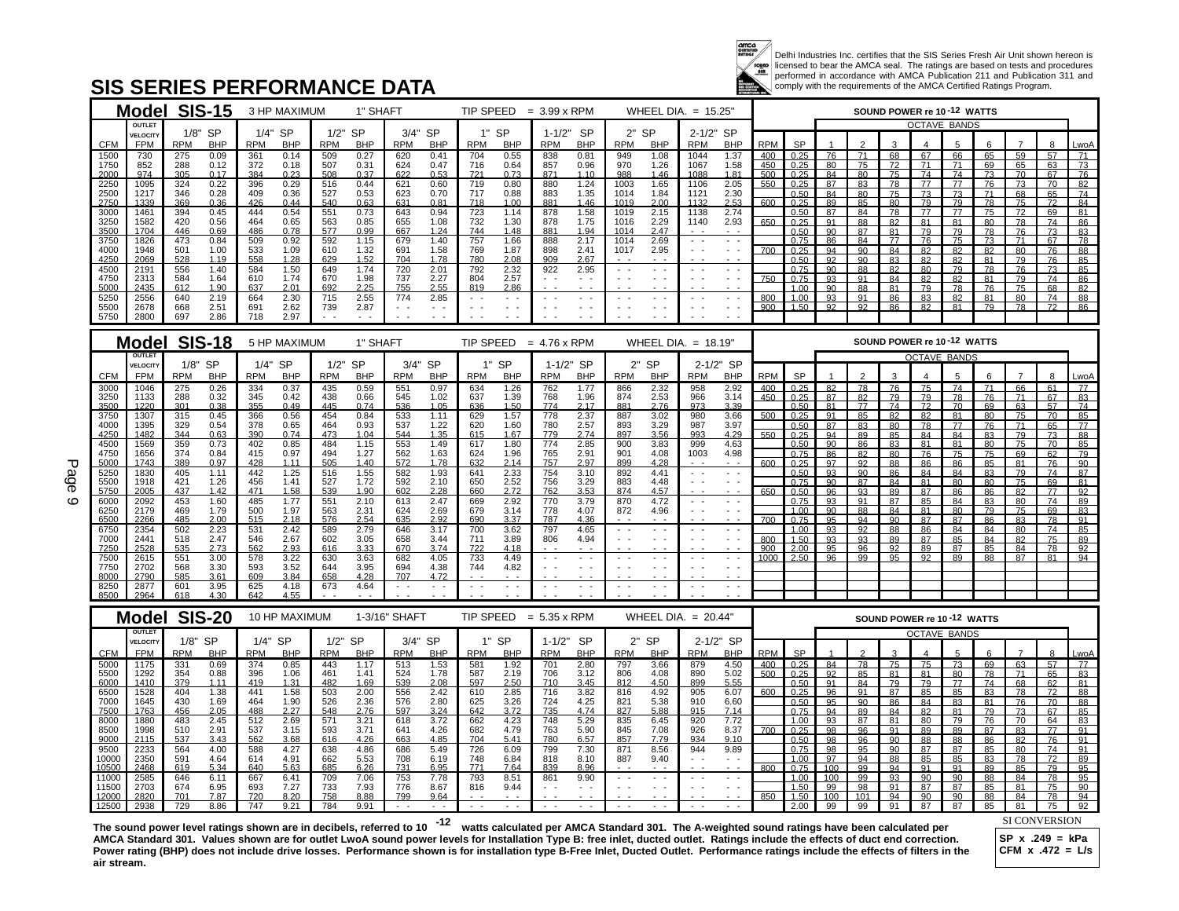# SIS SERIES PERFORMANCE DATA

Delhi Industries Inc. certifies that the SIS Series Fresh Air Unit shown hereon is licensed to bear the AMCA seal. The ratings are based on tests and procedures performed in accordance with AMCA Publication 211 and Publication 311 and comply with the requirements of the AMCA Certified Ratings Program.

## Model SIS-15

3 HP MAXIMUM | 1" SHAFT | TIP SPEED = 3.99 x RPM | WHEEL DIA. = 15.25"

| CFM | OUTLET VELOCITY FPM | 1/8" SP RPM | 1/8" SP BHP | 1/4" SP RPM | 1/4" SP BHP | 1/2" SP RPM | 1/2" SP BHP | 3/4" SP RPM | 3/4" SP BHP | 1" SP RPM | 1" SP BHP | 1-1/2" SP RPM | 1-1/2" SP BHP | 2" SP RPM | 2" SP BHP | 2-1/2" SP RPM | 2-1/2" SP BHP |
|---|---|---|---|---|---|---|---|---|---|---|---|---|---|---|---|---|---|
| 1500 | 730 | 275 | 0.09 | 361 | 0.14 | 509 | 0.27 | 620 | 0.41 | 704 | 0.55 | 838 | 0.81 | 949 | 1.08 | 1044 | 1.37 |
| 1750 | 852 | 288 | 0.12 | 372 | 0.18 | 507 | 0.31 | 624 | 0.47 | 716 | 0.64 | 857 | 0.96 | 970 | 1.26 | 1067 | 1.58 |
| 2000 | 974 | 305 | 0.17 | 384 | 0.23 | 508 | 0.37 | 622 | 0.53 | 721 | 0.73 | 871 | 1.10 | 988 | 1.46 | 1088 | 1.81 |
| 2250 | 1095 | 324 | 0.22 | 396 | 0.29 | 516 | 0.44 | 621 | 0.60 | 719 | 0.80 | 880 | 1.24 | 1003 | 1.65 | 1106 | 2.05 |
| 2500 | 1217 | 346 | 0.28 | 409 | 0.36 | 527 | 0.53 | 623 | 0.70 | 717 | 0.88 | 883 | 1.35 | 1014 | 1.84 | 1121 | 2.30 |
| 2750 | 1339 | 369 | 0.36 | 426 | 0.44 | 540 | 0.63 | 631 | 0.81 | 718 | 1.00 | 881 | 1.46 | 1019 | 2.00 | 1132 | 2.53 |
| 3000 | 1461 | 394 | 0.45 | 444 | 0.54 | 551 | 0.73 | 643 | 0.94 | 723 | 1.14 | 878 | 1.58 | 1019 | 2.15 | 1138 | 2.74 |
| 3250 | 1582 | 420 | 0.56 | 464 | 0.65 | 563 | 0.85 | 655 | 1.08 | 732 | 1.30 | 878 | 1.75 | 1016 | 2.29 | 1140 | 2.93 |
| 3500 | 1704 | 446 | 0.69 | 486 | 0.78 | 577 | 0.99 | 667 | 1.24 | 744 | 1.48 | 881 | 1.94 | 1014 | 2.47 | - - | - - |
| 3750 | 1826 | 473 | 0.84 | 509 | 0.92 | 592 | 1.15 | 679 | 1.40 | 757 | 1.66 | 888 | 2.17 | 1014 | 2.69 | - - | - - |
| 4000 | 1948 | 501 | 1.00 | 533 | 1.09 | 610 | 1.32 | 691 | 1.58 | 769 | 1.87 | 898 | 2.41 | 1017 | 2.95 | - - | - - |
| 4250 | 2069 | 528 | 1.19 | 558 | 1.28 | 629 | 1.52 | 704 | 1.78 | 780 | 2.08 | 909 | 2.67 | - - | - - | - - | - - |
| 4500 | 2191 | 556 | 1.40 | 584 | 1.50 | 649 | 1.74 | 720 | 2.01 | 792 | 2.32 | 922 | 2.95 | - - | - - | - - | - - |
| 4750 | 2313 | 584 | 1.64 | 610 | 1.74 | 670 | 1.98 | 737 | 2.27 | 804 | 2.57 | - - | - - | - - | - - | - - | - - |
| 5000 | 2435 | 612 | 1.90 | 637 | 2.01 | 692 | 2.25 | 755 | 2.55 | 819 | 2.86 | - - | - - | - - | - - | - - | - - |
| 5250 | 2556 | 640 | 2.19 | 664 | 2.30 | 715 | 2.55 | 774 | 2.85 | - - | - - | - - | - - | - - | - - | - - | - - |
| 5500 | 2678 | 668 | 2.51 | 691 | 2.62 | 739 | 2.87 | - - | - - | - - | - - | - - | - - | - - | - - | - - | - - |
| 5750 | 2800 | 697 | 2.86 | 718 | 2.97 | - - | - - | - - | - - | - - | - - | - - | - - | - - | - - | - - | - - |

SOUND POWER re $10^{-12}$ WATTS

| RPM | SP | 1 | 2 | 3 | 4 | 5 | 6 | 7 | 8 | LwoA |
|---|---|---|---|---|---|---|---|---|---|---|
| 400 | 0.25 | 76 | 71 | 68 | 67 | 66 | 65 | 59 | 57 | 71 |
| 450 | 0.25 | 80 | 75 | 72 | 71 | 71 | 69 | 65 | 63 | 73 |
| 500 | 0.25 | 84 | 80 | 75 | 74 | 74 | 73 | 70 | 67 | 76 |
| 550 | 0.25 | 87 | 83 | 78 | 77 | 77 | 76 | 73 | 70 | 82 |
| | 0.50 | 84 | 80 | 75 | 73 | 73 | 71 | 68 | 65 | 74 |
| 600 | 0.25 | 89 | 85 | 80 | 79 | 79 | 78 | 75 | 72 | 84 |
| | 0.50 | 87 | 84 | 78 | 77 | 77 | 75 | 72 | 69 | 81 |
| 650 | 0.25 | 91 | 88 | 82 | 81 | 81 | 80 | 78 | 74 | 86 |
| | 0.50 | 90 | 87 | 81 | 79 | 79 | 78 | 76 | 73 | 83 |
| 700 | 0.25 | 94 | 90 | 84 | 82 | 82 | 82 | 80 | 76 | 88 |
| | 0.50 | 92 | 90 | 83 | 82 | 82 | 81 | 79 | 76 | 85 |
| | 0.75 | 90 | 88 | 82 | 80 | 79 | 78 | 76 | 73 | 85 |
| 750 | 0.75 | 93 | 91 | 84 | 82 | 82 | 81 | 79 | 74 | 86 |
| | 1.00 | 90 | 88 | 81 | 79 | 78 | 76 | 75 | 68 | 82 |
| 800 | 1.00 | 93 | 91 | 86 | 83 | 82 | 81 | 80 | 74 | 88 |
| 900 | 1.50 | 92 | 92 | 86 | 82 | 81 | 79 | 78 | 72 | 86 |

## Model SIS-18

5 HP MAXIMUM | 1" SHAFT | TIP SPEED = 4.76 x RPM | WHEEL DIA. = 18.19"

| CFM | OUTLET VELOCITY FPM | 1/8" SP RPM | 1/8" SP BHP | 1/4" SP RPM | 1/4" SP BHP | 1/2" SP RPM | 1/2" SP BHP | 3/4" SP RPM | 3/4" SP BHP | 1" SP RPM | 1" SP BHP | 1-1/2" SP RPM | 1-1/2" SP BHP | 2" SP RPM | 2" SP BHP | 2-1/2" SP RPM | 2-1/2" SP BHP |
|---|---|---|---|---|---|---|---|---|---|---|---|---|---|---|---|---|---|
| 3000 | 1046 | 275 | 0.26 | 334 | 0.37 | 435 | 0.59 | 551 | 0.97 | 634 | 1.26 | 762 | 1.77 | 866 | 2.32 | 958 | 2.92 |
| 3250 | 1133 | 288 | 0.32 | 345 | 0.42 | 438 | 0.66 | 545 | 1.02 | 637 | 1.39 | 768 | 1.96 | 874 | 2.53 | 966 | 3.14 |
| 3500 | 1220 | 301 | 0.38 | 355 | 0.49 | 445 | 0.74 | 536 | 1.05 | 636 | 1.50 | 774 | 2.17 | 881 | 2.76 | 973 | 3.39 |
| 3750 | 1307 | 315 | 0.45 | 366 | 0.56 | 454 | 0.84 | 533 | 1.11 | 629 | 1.57 | 778 | 2.37 | 887 | 3.02 | 980 | 3.66 |
| 4000 | 1395 | 329 | 0.54 | 378 | 0.65 | 464 | 0.93 | 537 | 1.22 | 620 | 1.60 | 780 | 2.57 | 893 | 3.29 | 987 | 3.97 |
| 4250 | 1482 | 344 | 0.63 | 390 | 0.74 | 473 | 1.04 | 544 | 1.35 | 615 | 1.67 | 779 | 2.74 | 897 | 3.56 | 993 | 4.29 |
| 4500 | 1569 | 359 | 0.73 | 402 | 0.85 | 484 | 1.15 | 553 | 1.49 | 617 | 1.80 | 774 | 2.85 | 900 | 3.83 | 999 | 4.63 |
| 4750 | 1656 | 374 | 0.84 | 415 | 0.97 | 494 | 1.27 | 562 | 1.63 | 624 | 1.96 | 765 | 2.91 | 901 | 4.08 | 1003 | 4.98 |
| 5000 | 1743 | 389 | 0.97 | 428 | 1.11 | 505 | 1.40 | 572 | 1.78 | 632 | 2.14 | 757 | 2.97 | 899 | 4.28 | - - | - - |
| 5250 | 1830 | 405 | 1.11 | 442 | 1.25 | 516 | 1.55 | 582 | 1.93 | 641 | 2.33 | 754 | 3.10 | 892 | 4.41 | - - | - - |
| 5500 | 1918 | 421 | 1.26 | 456 | 1.41 | 527 | 1.72 | 592 | 2.10 | 650 | 2.52 | 756 | 3.29 | 883 | 4.48 | - - | - - |
| 5750 | 2005 | 437 | 1.42 | 471 | 1.58 | 539 | 1.90 | 602 | 2.28 | 660 | 2.72 | 762 | 3.53 | 874 | 4.57 | - - | - - |
| 6000 | 2092 | 453 | 1.60 | 485 | 1.77 | 551 | 2.10 | 613 | 2.47 | 669 | 2.92 | 770 | 3.79 | 870 | 4.72 | - - | - - |
| 6250 | 2179 | 469 | 1.79 | 500 | 1.97 | 563 | 2.31 | 624 | 2.69 | 679 | 3.14 | 778 | 4.07 | 872 | 4.96 | - - | - - |
| 6500 | 2266 | 485 | 2.00 | 515 | 2.18 | 576 | 2.54 | 635 | 2.92 | 690 | 3.37 | 787 | 4.36 | - - | - - | - - | - - |
| 6750 | 2354 | 502 | 2.23 | 531 | 2.42 | 589 | 2.79 | 646 | 3.17 | 700 | 3.62 | 797 | 4.65 | - - | - - | - - | - - |
| 7000 | 2441 | 518 | 2.47 | 546 | 2.67 | 602 | 3.05 | 658 | 3.44 | 711 | 3.89 | 806 | 4.94 | - - | - - | - - | - - |
| 7250 | 2528 | 535 | 2.73 | 562 | 2.93 | 616 | 3.33 | 670 | 3.74 | 722 | 4.18 | - - | - - | - - | - - | - - | - - |
| 7500 | 2615 | 551 | 3.00 | 578 | 3.22 | 630 | 3.63 | 682 | 4.05 | 733 | 4.49 | - - | - - | - - | - - | - - | - - |
| 7750 | 2702 | 568 | 3.30 | 593 | 3.52 | 644 | 3.95 | 694 | 4.38 | 744 | 4.82 | - - | - - | - - | - - | - - | - - |
| 8000 | 2790 | 585 | 3.61 | 609 | 3.84 | 658 | 4.28 | 707 | 4.72 | - - | - - | - - | - - | - - | - - | - - | - - |
| 8250 | 2877 | 601 | 3.95 | 625 | 4.18 | 673 | 4.64 | - - | - - | - - | - - | - - | - - | - - | - - | - - | - - |
| 8500 | 2964 | 618 | 4.30 | 642 | 4.55 | - - | - - | - - | - - | - - | - - | - - | - - | - - | - - | - - | - - |

SOUND POWER re $10^{-12}$ WATTS

| RPM | SP | 1 | 2 | 3 | 4 | 5 | 6 | 7 | 8 | LwoA |
|---|---|---|---|---|---|---|---|---|---|---|
| 400 | 0.25 | 82 | 78 | 76 | 75 | 74 | 71 | 66 | 61 | 77 |
| 450 | 0.25 | 87 | 82 | 79 | 79 | 78 | 76 | 71 | 67 | 83 |
| | 0.50 | 81 | 77 | 74 | 72 | 70 | 69 | 63 | 57 | 74 |
| 500 | 0.25 | 91 | 85 | 82 | 82 | 81 | 80 | 75 | 70 | 85 |
| | 0.50 | 87 | 83 | 80 | 78 | 77 | 76 | 71 | 65 | 77 |
| 550 | 0.25 | 89 | 89 | 85 | 84 | 84 | 83 | 79 | 73 | 88 |
| | 0.50 | 90 | 86 | 83 | 81 | 81 | 80 | 75 | 70 | 85 |
| | 0.75 | 86 | 82 | 80 | 76 | 75 | 75 | 69 | 62 | 79 |
| 600 | 0.25 | 97 | 92 | 88 | 86 | 86 | 85 | 81 | 76 | 90 |
| | 0.50 | 93 | 90 | 86 | 84 | 84 | 83 | 79 | 74 | 87 |
| | 0.75 | 90 | 87 | 84 | 81 | 80 | 80 | 75 | 69 | 81 |
| 650 | 0.50 | 96 | 93 | 89 | 87 | 86 | 86 | 82 | 77 | 92 |
| | 0.75 | 93 | 91 | 87 | 85 | 84 | 83 | 80 | 74 | 89 |
| | 1.00 | 90 | 88 | 84 | 81 | 80 | 79 | 75 | 69 | 83 |
| 700 | 0.75 | 95 | 94 | 90 | 87 | 87 | 86 | 83 | 78 | 91 |
| | 1.00 | 93 | 92 | 88 | 86 | 84 | 84 | 80 | 74 | 85 |
| 800 | 1.50 | 93 | 93 | 89 | 87 | 85 | 84 | 82 | 75 | 89 |
| 900 | 2.00 | 95 | 96 | 92 | 89 | 87 | 85 | 84 | 78 | 92 |
| 1000 | 2.50 | 96 | 99 | 95 | 92 | 89 | 88 | 87 | 81 | 94 |

## Model SIS-20

10 HP MAXIMUM | 1-3/16" SHAFT | TIP SPEED = 5.35 x RPM | WHEEL DIA. = 20.44"

| CFM | OUTLET VELOCITY FPM | 1/8" SP RPM | 1/8" SP BHP | 1/4" SP RPM | 1/4" SP BHP | 1/2" SP RPM | 1/2" SP BHP | 3/4" SP RPM | 3/4" SP BHP | 1" SP RPM | 1" SP BHP | 1-1/2" SP RPM | 1-1/2" SP BHP | 2" SP RPM | 2" SP BHP | 2-1/2" SP RPM | 2-1/2" SP BHP |
|---|---|---|---|---|---|---|---|---|---|---|---|---|---|---|---|---|---|
| 5000 | 1175 | 331 | 0.69 | 374 | 0.85 | 443 | 1.17 | 513 | 1.53 | 581 | 1.92 | 701 | 2.80 | 797 | 3.66 | 879 | 4.50 |
| 5500 | 1292 | 354 | 0.88 | 396 | 1.06 | 461 | 1.41 | 524 | 1.78 | 587 | 2.19 | 706 | 3.12 | 806 | 4.08 | 890 | 5.02 |
| 6000 | 1410 | 379 | 1.11 | 419 | 1.31 | 482 | 1.69 | 539 | 2.08 | 597 | 2.50 | 710 | 3.45 | 812 | 4.50 | 899 | 5.55 |
| 6500 | 1528 | 404 | 1.38 | 441 | 1.58 | 503 | 2.00 | 556 | 2.42 | 610 | 2.85 | 716 | 3.82 | 816 | 4.92 | 905 | 6.07 |
| 7000 | 1645 | 430 | 1.69 | 464 | 1.90 | 526 | 2.36 | 576 | 2.80 | 625 | 3.26 | 724 | 4.25 | 821 | 5.38 | 910 | 6.60 |
| 7500 | 1763 | 456 | 2.05 | 488 | 2.27 | 548 | 2.76 | 597 | 3.24 | 642 | 3.72 | 735 | 4.74 | 827 | 5.88 | 915 | 7.14 |
| 8000 | 1880 | 483 | 2.45 | 512 | 2.69 | 571 | 3.21 | 618 | 3.72 | 662 | 4.23 | 748 | 5.29 | 835 | 6.45 | 920 | 7.72 |
| 8500 | 1998 | 510 | 2.91 | 537 | 3.15 | 593 | 3.71 | 641 | 4.26 | 682 | 4.79 | 763 | 5.90 | 845 | 7.08 | 926 | 8.37 |
| 9000 | 2115 | 537 | 3.43 | 562 | 3.68 | 616 | 4.26 | 663 | 4.85 | 704 | 5.41 | 780 | 6.57 | 857 | 7.79 | 934 | 9.10 |
| 9500 | 2233 | 564 | 4.00 | 588 | 4.27 | 638 | 4.86 | 686 | 5.49 | 726 | 6.09 | 799 | 7.30 | 871 | 8.56 | 944 | 9.89 |
| 10000 | 2350 | 591 | 4.64 | 614 | 4.91 | 662 | 5.53 | 708 | 6.19 | 748 | 6.84 | 818 | 8.10 | 887 | 9.40 | - - | - - |
| 10500 | 2468 | 619 | 5.34 | 640 | 5.63 | 685 | 6.26 | 731 | 6.95 | 771 | 7.64 | 839 | 8.96 | - - | - - | - - | - - |
| 11000 | 2585 | 646 | 6.11 | 667 | 6.41 | 709 | 7.06 | 753 | 7.78 | 793 | 8.51 | 861 | 9.90 | - - | - - | - - | - - |
| 11500 | 2703 | 674 | 6.95 | 693 | 7.27 | 733 | 7.93 | 776 | 8.67 | 816 | 9.44 | - - | - - | - - | - - | - - | - - |
| 12000 | 2820 | 701 | 7.87 | 720 | 8.20 | 758 | 8.88 | 799 | 9.64 | - - | - - | - - | - - | - - | - - | - - | - - |
| 12500 | 2938 | 729 | 8.86 | 747 | 9.21 | 784 | 9.91 | - - | - - | - - | - - | - - | - - | - - | - - | - - | - - |

SOUND POWER re $10^{-12}$ WATTS

| RPM | SP | 1 | 2 | 3 | 4 | 5 | 6 | 7 | 8 | LwoA |
|---|---|---|---|---|---|---|---|---|---|---|
| 400 | 0.25 | 84 | 78 | 75 | 75 | 73 | 69 | 63 | 57 | 77 |
| 500 | 0.25 | 92 | 85 | 81 | 81 | 80 | 78 | 71 | 65 | 83 |
| | 0.50 | 91 | 84 | 79 | 79 | 77 | 74 | 68 | 62 | 81 |
| 600 | 0.25 | 96 | 91 | 87 | 85 | 85 | 83 | 78 | 72 | 88 |
| | 0.50 | 95 | 90 | 86 | 84 | 83 | 81 | 76 | 70 | 88 |
| | 0.75 | 94 | 89 | 84 | 82 | 81 | 79 | 73 | 67 | 85 |
| | 1.00 | 93 | 87 | 81 | 80 | 79 | 76 | 70 | 64 | 83 |
| 700 | 0.25 | 98 | 96 | 91 | 89 | 89 | 87 | 83 | 77 | 91 |
| | 0.50 | 98 | 96 | 90 | 88 | 88 | 86 | 82 | 76 | 91 |
| | 0.75 | 98 | 95 | 90 | 87 | 87 | 85 | 80 | 74 | 91 |
| | 1.00 | 97 | 94 | 88 | 85 | 85 | 83 | 78 | 72 | 89 |
| 800 | 0.75 | 100 | 99 | 94 | 91 | 91 | 89 | 85 | 79 | 95 |
| | 1.00 | 100 | 99 | 93 | 90 | 90 | 88 | 84 | 78 | 95 |
| | 1.50 | 99 | 98 | 91 | 87 | 87 | 85 | 81 | 75 | 90 |
| 850 | 1.50 | 100 | 101 | 94 | 90 | 90 | 88 | 84 | 78 | 94 |
| | 2.00 | 99 | 99 | 91 | 87 | 87 | 85 | 81 | 75 | 92 |

**The sound power level ratings shown are in decibels, referred to $10^{-12}$ watts calculated per AMCA Standard 301. The A-weighted sound ratings have been calculated per AMCA Standard 301. Values shown are for outlet LwoA sound power levels for Installation Type B: free inlet, ducted outlet. Ratings include the effects of duct end correction. Power rating (BHP) does not include drive losses. Performance shown is for installation type B-Free Inlet, Ducted Outlet. Performance ratings include the effects of filters in the air stream.**

SI CONVERSION

**SP x .249 = kPa**
**CFM x .472 = L/s**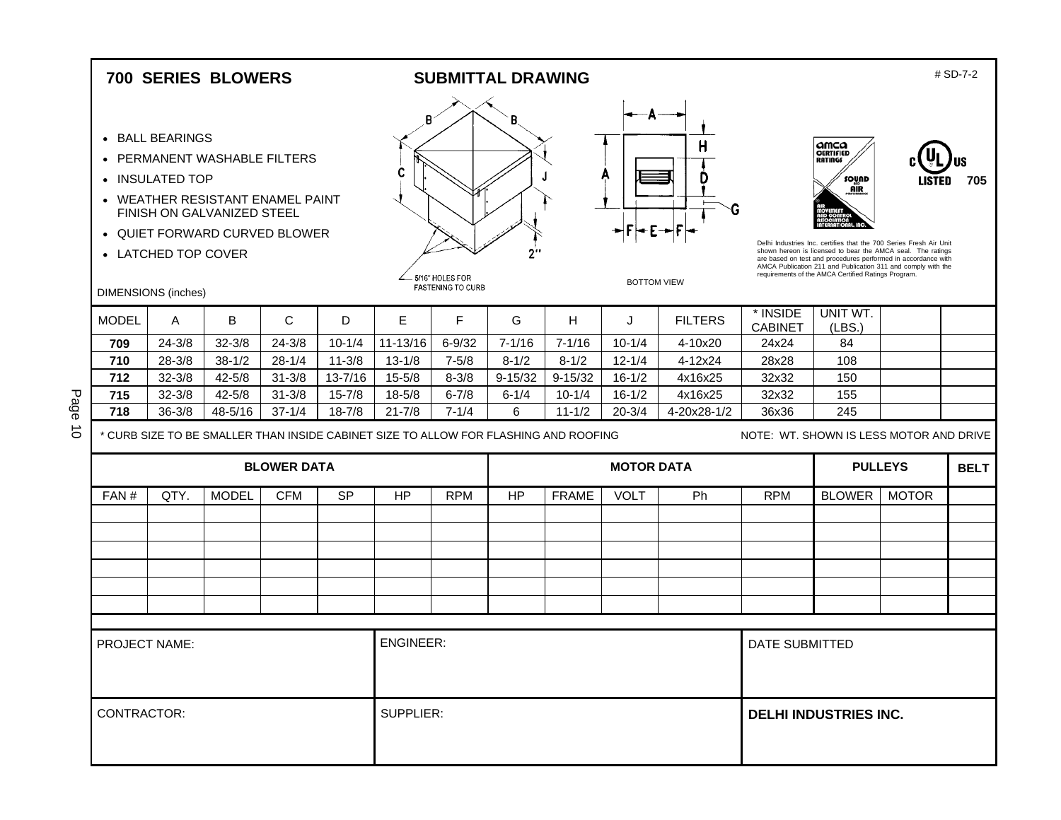# 700 SERIES BLOWERS

## SUBMITTAL DRAWING

# SD-7-2

- BALL BEARINGS
- PERMANENT WASHABLE FILTERS
- INSULATED TOP
- WEATHER RESISTANT ENAMEL PAINT FINISH ON GALVANIZED STEEL
- QUIET FORWARD CURVED BLOWER
- LATCHED TOP COVER

5/16" HOLES FOR FASTENING TO CURB

2"

BOTTOM VIEW

Delhi Industries Inc. certifies that the 700 Series Fresh Air Unit shown hereon is licensed to bear the AMCA seal. The ratings are based on test and procedures performed in accordance with AMCA Publication 211 and Publication 311 and comply with the requirements of the AMCA Certified Ratings Program.

c UL us LISTED 705

DIMENSIONS (inches)

| MODEL | A | B | C | D | E | F | G | H | J | FILTERS | * INSIDE CABINET | UNIT WT. (LBS.) | | |
|---|---|---|---|---|---|---|---|---|---|---|---|---|---|---|
| **709** | 24-3/8 | 32-3/8 | 24-3/8 | 10-1/4 | 11-13/16 | 6-9/32 | 7-1/16 | 7-1/16 | 10-1/4 | 4-10x20 | 24x24 | 84 | | |
| **710** | 28-3/8 | 38-1/2 | 28-1/4 | 11-3/8 | 13-1/8 | 7-5/8 | 8-1/2 | 8-1/2 | 12-1/4 | 4-12x24 | 28x28 | 108 | | |
| **712** | 32-3/8 | 42-5/8 | 31-3/8 | 13-7/16 | 15-5/8 | 8-3/8 | 9-15/32 | 9-15/32 | 16-1/2 | 4x16x25 | 32x32 | 150 | | |
| **715** | 32-3/8 | 42-5/8 | 31-3/8 | 15-7/8 | 18-5/8 | 6-7/8 | 6-1/4 | 10-1/4 | 16-1/2 | 4x16x25 | 32x32 | 155 | | |
| **718** | 36-3/8 | 48-5/16 | 37-1/4 | 18-7/8 | 21-7/8 | 7-1/4 | 6 | 11-1/2 | 20-3/4 | 4-20x28-1/2 | 36x36 | 245 | | |

* CURB SIZE TO BE SMALLER THAN INSIDE CABINET SIZE TO ALLOW FOR FLASHING AND ROOFING

NOTE: WT. SHOWN IS LESS MOTOR AND DRIVE

| **BLOWER DATA** | | | | | | | **MOTOR DATA** | | | | | **PULLEYS** | | **BELT** |
|---|---|---|---|---|---|---|---|---|---|---|---|---|---|---|
| FAN # | QTY. | MODEL | CFM | SP | HP | RPM | HP | FRAME | VOLT | Ph | RPM | BLOWER | MOTOR | |
| | | | | | | | | | | | | | | |
| | | | | | | | | | | | | | | |
| | | | | | | | | | | | | | | |
| | | | | | | | | | | | | | | |
| | | | | | | | | | | | | | | |
| | | | | | | | | | | | | | | |

| PROJECT NAME: | ENGINEER: | DATE SUBMITTED |
|---|---|---|
| CONTRACTOR: | SUPPLIER: | **DELHI INDUSTRIES INC.** |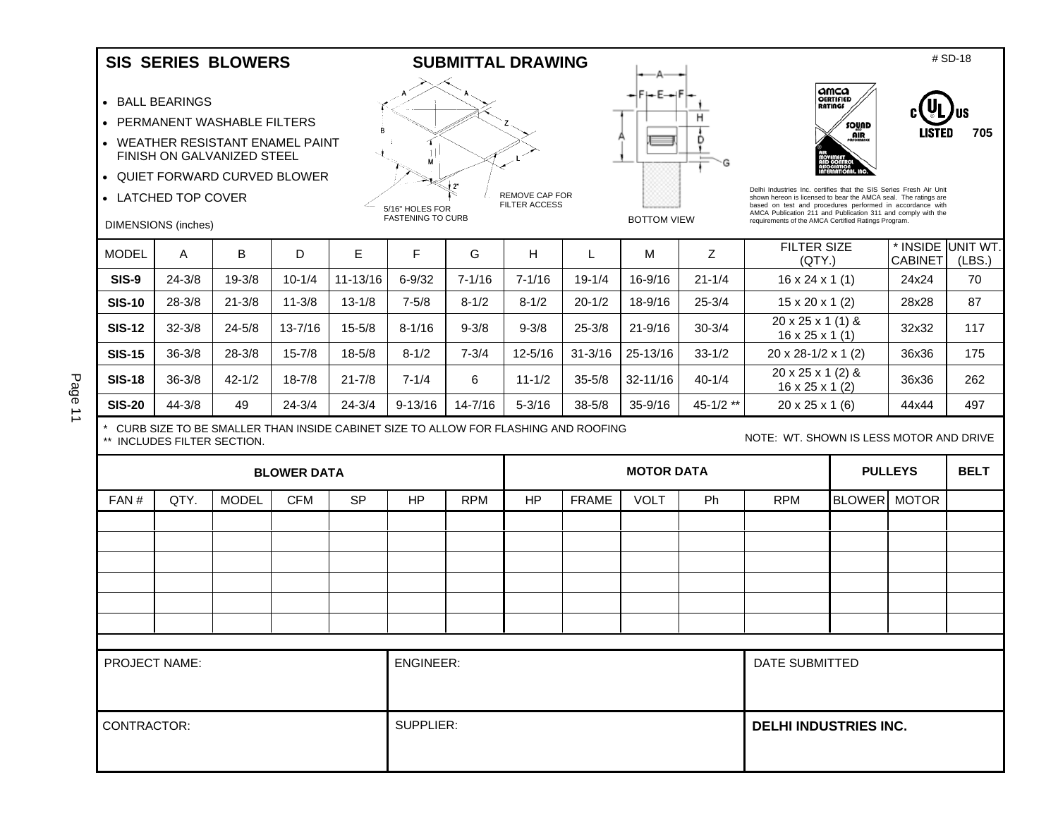# SIS SERIES BLOWERS

## SUBMITTAL DRAWING

# SD-18

- BALL BEARINGS
- PERMANENT WASHABLE FILTERS
- WEATHER RESISTANT ENAMEL PAINT FINISH ON GALVANIZED STEEL
- QUIET FORWARD CURVED BLOWER
- LATCHED TOP COVER

5/16" HOLES FOR FASTENING TO CURB

REMOVE CAP FOR FILTER ACCESS

BOTTOM VIEW

Delhi Industries Inc. certifies that the SIS Series Fresh Air Unit shown hereon is licensed to bear the AMCA seal. The ratings are based on test and procedures performed in accordance with AMCA Publication 211 and Publication 311 and comply with the requirements of the AMCA Certified Ratings Program.

705

DIMENSIONS (inches)

| MODEL | A | B | D | E | F | G | H | L | M | Z | FILTER SIZE (QTY.) | * INSIDE CABINET | UNIT WT. (LBS.) |
|---|---|---|---|---|---|---|---|---|---|---|---|---|---|
| **SIS-9** | 24-3/8 | 19-3/8 | 10-1/4 | 11-13/16 | 6-9/32 | 7-1/16 | 7-1/16 | 19-1/4 | 16-9/16 | 21-1/4 | 16 x 24 x 1 (1) | 24x24 | 70 |
| **SIS-10** | 28-3/8 | 21-3/8 | 11-3/8 | 13-1/8 | 7-5/8 | 8-1/2 | 8-1/2 | 20-1/2 | 18-9/16 | 25-3/4 | 15 x 20 x 1 (2) | 28x28 | 87 |
| **SIS-12** | 32-3/8 | 24-5/8 | 13-7/16 | 15-5/8 | 8-1/16 | 9-3/8 | 9-3/8 | 25-3/8 | 21-9/16 | 30-3/4 | 20 x 25 x 1 (1) & 16 x 25 x 1 (1) | 32x32 | 117 |
| **SIS-15** | 36-3/8 | 28-3/8 | 15-7/8 | 18-5/8 | 8-1/2 | 7-3/4 | 12-5/16 | 31-3/16 | 25-13/16 | 33-1/2 | 20 x 28-1/2 x 1 (2) | 36x36 | 175 |
| **SIS-18** | 36-3/8 | 42-1/2 | 18-7/8 | 21-7/8 | 7-1/4 | 6 | 11-1/2 | 35-5/8 | 32-11/16 | 40-1/4 | 20 x 25 x 1 (2) & 16 x 25 x 1 (2) | 36x36 | 262 |
| **SIS-20** | 44-3/8 | 49 | 24-3/4 | 24-3/4 | 9-13/16 | 14-7/16 | 5-3/16 | 38-5/8 | 35-9/16 | 45-1/2 ** | 20 x 25 x 1 (6) | 44x44 | 497 |

\* CURB SIZE TO BE SMALLER THAN INSIDE CABINET SIZE TO ALLOW FOR FLASHING AND ROOFING
** INCLUDES FILTER SECTION.

NOTE: WT. SHOWN IS LESS MOTOR AND DRIVE

| BLOWER DATA | | | | | | | MOTOR DATA | | | | | PULLEYS | | BELT |
|---|---|---|---|---|---|---|---|---|---|---|---|---|---|---|
| FAN # | QTY. | MODEL | CFM | SP | HP | RPM | HP | FRAME | VOLT | Ph | RPM | BLOWER | MOTOR | |
| | | | | | | | | | | | | | | |
| | | | | | | | | | | | | | | |
| | | | | | | | | | | | | | | |
| | | | | | | | | | | | | | | |
| | | | | | | | | | | | | | | |
| | | | | | | | | | | | | | | |

| PROJECT NAME: | ENGINEER: | DATE SUBMITTED |
|---|---|---|
| CONTRACTOR: | SUPPLIER: | **DELHI INDUSTRIES INC.** |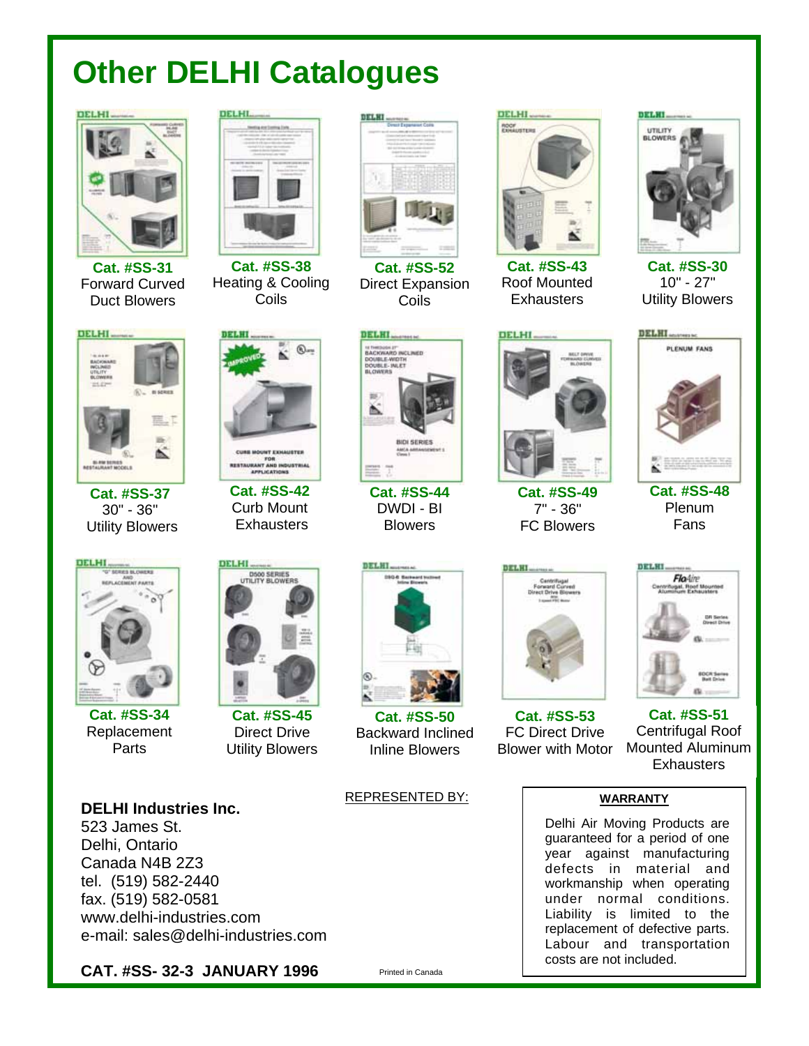# Other DELHI Catalogues

**Cat. #SS-31**
Forward Curved Duct Blowers

**Cat. #SS-38**
Heating & Cooling Coils

**Cat. #SS-52**
Direct Expansion Coils

**Cat. #SS-43**
Roof Mounted Exhausters

**Cat. #SS-30**
10" - 27" Utility Blowers

**Cat. #SS-37**
30" - 36" Utility Blowers

**Cat. #SS-42**
Curb Mount Exhausters

**Cat. #SS-44**
DWDI - BI Blowers

**Cat. #SS-49**
7" - 36" FC Blowers

**Cat. #SS-48**
Plenum Fans

**Cat. #SS-34**
Replacement Parts

**Cat. #SS-45**
Direct Drive Utility Blowers

**Cat. #SS-50**
Backward Inclined Inline Blowers

**Cat. #SS-53**
FC Direct Drive Blower with Motor

**Cat. #SS-51**
Centrifugal Roof Mounted Aluminum Exhausters

**DELHI Industries Inc.**
523 James St.
Delhi, Ontario
Canada N4B 2Z3
tel. (519) 582-2440
fax. (519) 582-0581
www.delhi-industries.com
e-mail: sales@delhi-industries.com

REPRESENTED BY:

**WARRANTY**

Delhi Air Moving Products are guaranteed for a period of one year against manufacturing defects in material and workmanship when operating under normal conditions. Liability is limited to the replacement of defective parts. Labour and transportation costs are not included.

**CAT. #SS- 32-3 JANUARY 1996**

Printed in Canada